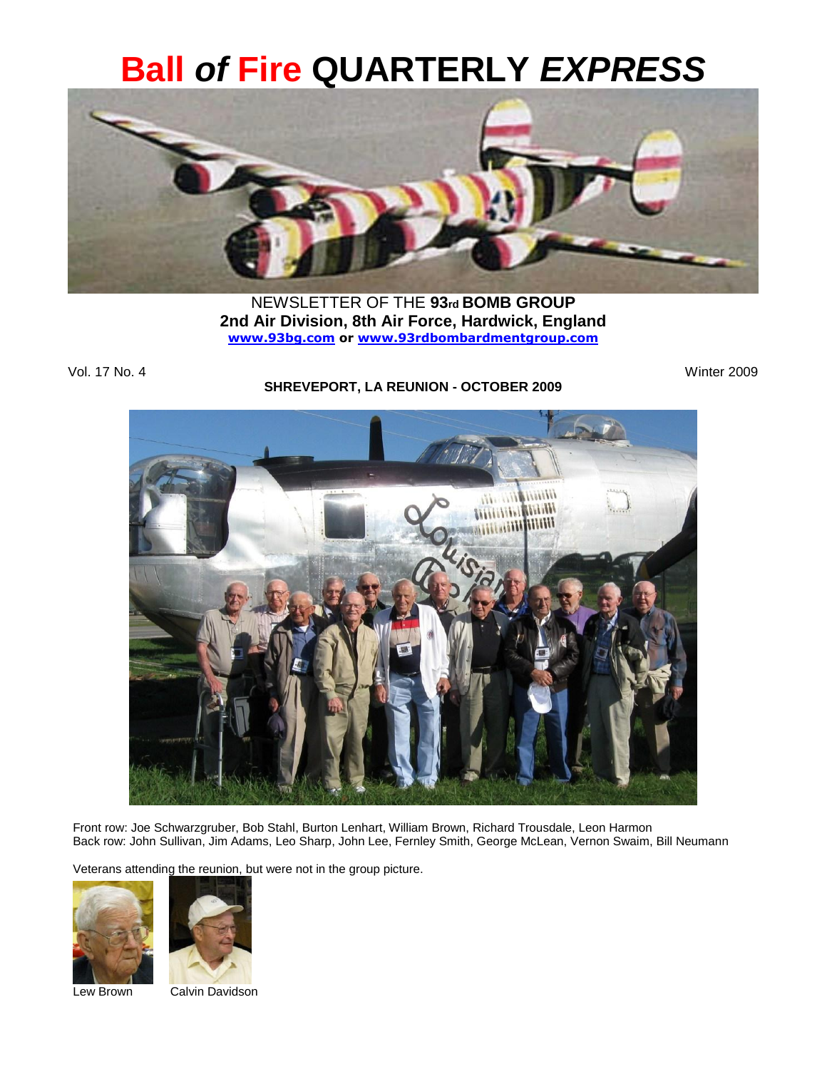# Ball *of* Fire QUARTERLY *EXPRESS*

NEWSLETTER OF THE **93rd BOMB GROUP**
**2nd Air Division, 8th Air Force, Hardwick, England**
**www.93bg.com or www.93rdbombardmentgroup.com**

Vol. 17 No. 4

Winter 2009

**SHREVEPORT, LA REUNION - OCTOBER 2009**

Front row: Joe Schwarzgruber, Bob Stahl, Burton Lenhart, William Brown, Richard Trousdale, Leon Harmon
Back row: John Sullivan, Jim Adams, Leo Sharp, John Lee, Fernley Smith, George McLean, Vernon Swaim, Bill Neumann

Veterans attending the reunion, but were not in the group picture.

Lew Brown

Calvin Davidson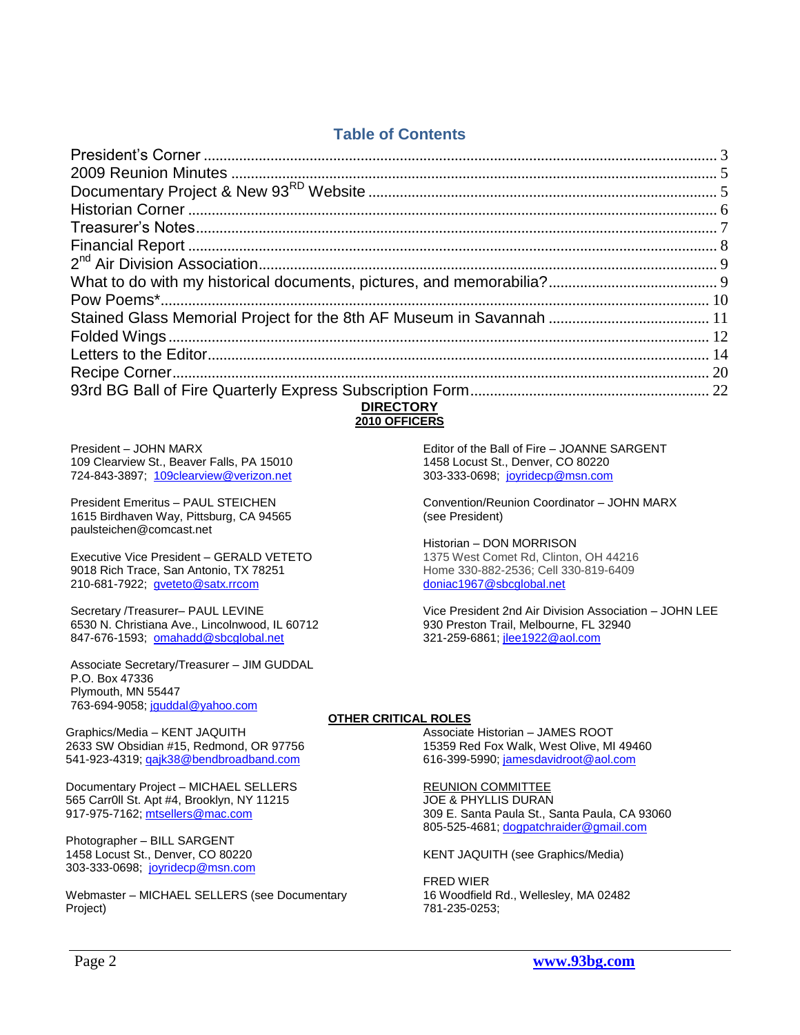## Table of Contents

| | |
|---|---|
| President's Corner | 3 |
| 2009 Reunion Minutes | 5 |
| Documentary Project & New 93RD Website | 5 |
| Historian Corner | 6 |
| Treasurer's Notes | 7 |
| Financial Report | 8 |
| 2nd Air Division Association | 9 |
| What to do with my historical documents, pictures, and memorabilia? | 9 |
| Pow Poems* | 10 |
| Stained Glass Memorial Project for the 8th AF Museum in Savannah | 11 |
| Folded Wings | 12 |
| Letters to the Editor | 14 |
| Recipe Corner | 20 |
| 93rd BG Ball of Fire Quarterly Express Subscription Form | 22 |

## DIRECTORY
### 2010 OFFICERS

President – JOHN MARX
109 Clearview St., Beaver Falls, PA 15010
724-843-3897; 109clearview@verizon.net

President Emeritus – PAUL STEICHEN
1615 Birdhaven Way, Pittsburg, CA 94565
paulsteichen@comcast.net

Executive Vice President – GERALD VETETO
9018 Rich Trace, San Antonio, TX 78251
210-681-7922; gveteto@satx.rrcom

Secretary /Treasurer– PAUL LEVINE
6530 N. Christiana Ave., Lincolnwood, IL 60712
847-676-1593; omahadd@sbcglobal.net

Associate Secretary/Treasurer – JIM GUDDAL
P.O. Box 47336
Plymouth, MN 55447
763-694-9058; jguddal@yahoo.com

Editor of the Ball of Fire – JOANNE SARGENT
1458 Locust St., Denver, CO 80220
303-333-0698; joyridecp@msn.com

Convention/Reunion Coordinator – JOHN MARX
(see President)

Historian – DON MORRISON
1375 West Comet Rd, Clinton, OH 44216
Home 330-882-2536; Cell 330-819-6409
doniac1967@sbcglobal.net

Vice President 2nd Air Division Association – JOHN LEE
930 Preston Trail, Melbourne, FL 32940
321-259-6861; jlee1922@aol.com

### OTHER CRITICAL ROLES

Graphics/Media – KENT JAQUITH
2633 SW Obsidian #15, Redmond, OR 97756
541-923-4319; qajk38@bendbroadband.com

Documentary Project – MICHAEL SELLERS
565 Carr0ll St. Apt #4, Brooklyn, NY 11215
917-975-7162; mtsellers@mac.com

Photographer – BILL SARGENT
1458 Locust St., Denver, CO 80220
303-333-0698; joyridecp@msn.com

Webmaster – MICHAEL SELLERS (see Documentary Project)

Associate Historian – JAMES ROOT
15359 Red Fox Walk, West Olive, MI 49460
616-399-5990; jamesdavidroot@aol.com

REUNION COMMITTEE

JOE & PHYLLIS DURAN
309 E. Santa Paula St., Santa Paula, CA 93060
805-525-4681; dogpatchraider@gmail.com

KENT JAQUITH (see Graphics/Media)

FRED WIER
16 Woodfield Rd., Wellesley, MA 02482
781-235-0253;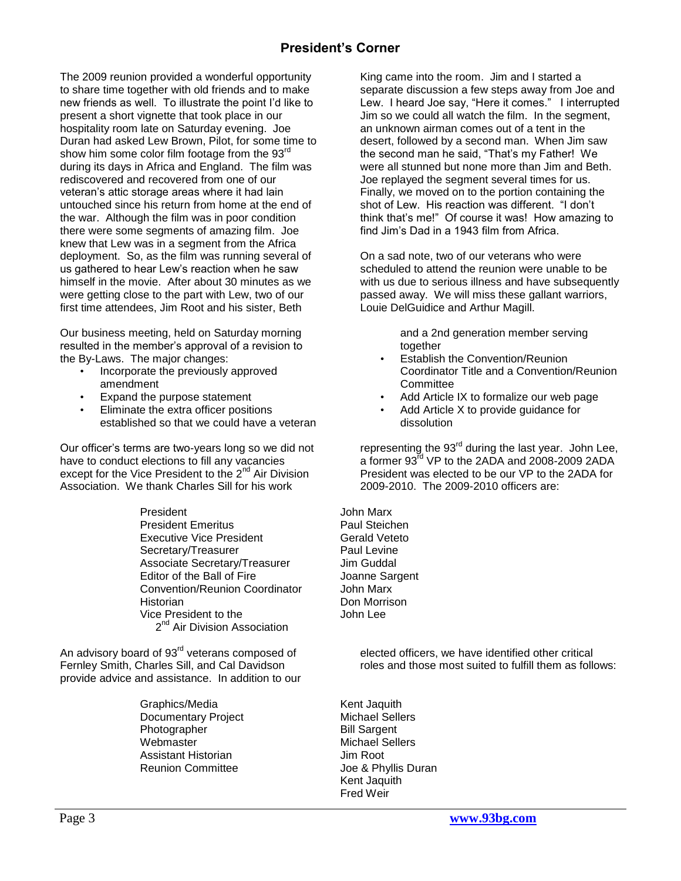## President's Corner

The 2009 reunion provided a wonderful opportunity to share time together with old friends and to make new friends as well. To illustrate the point I'd like to present a short vignette that took place in our hospitality room late on Saturday evening. Joe Duran had asked Lew Brown, Pilot, for some time to show him some color film footage from the 93rd during its days in Africa and England. The film was rediscovered and recovered from one of our veteran's attic storage areas where it had lain untouched since his return from home at the end of the war. Although the film was in poor condition there were some segments of amazing film. Joe knew that Lew was in a segment from the Africa deployment. So, as the film was running several of us gathered to hear Lew's reaction when he saw himself in the movie. After about 30 minutes as we were getting close to the part with Lew, two of our first time attendees, Jim Root and his sister, Beth King came into the room. Jim and I started a separate discussion a few steps away from Joe and Lew. I heard Joe say, "Here it comes." I interrupted Jim so we could all watch the film. In the segment, an unknown airman comes out of a tent in the desert, followed by a second man. When Jim saw the second man he said, "That's my Father! We were all stunned but none more than Jim and Beth. Joe replayed the segment several times for us. Finally, we moved on to the portion containing the shot of Lew. His reaction was different. "I don't think that's me!" Of course it was! How amazing to find Jim's Dad in a 1943 film from Africa.

On a sad note, two of our veterans who were scheduled to attend the reunion were unable to be with us due to serious illness and have subsequently passed away. We will miss these gallant warriors, Louie DelGuidice and Arthur Magill.

Our business meeting, held on Saturday morning resulted in the member's approval of a revision to the By-Laws. The major changes:

- Incorporate the previously approved amendment
- Expand the purpose statement
- Eliminate the extra officer positions established so that we could have a veteran and a 2nd generation member serving together
- Establish the Convention/Reunion Coordinator Title and a Convention/Reunion Committee
- Add Article IX to formalize our web page
- Add Article X to provide guidance for dissolution

Our officer's terms are two-years long so we did not have to conduct elections to fill any vacancies except for the Vice President to the 2nd Air Division Association. We thank Charles Sill for his work representing the 93rd during the last year. John Lee, a former 93rd VP to the 2ADA and 2008-2009 2ADA President was elected to be our VP to the 2ADA for 2009-2010. The 2009-2010 officers are:

| | |
|---|---|
| President | John Marx |
| President Emeritus | Paul Steichen |
| Executive Vice President | Gerald Veteto |
| Secretary/Treasurer | Paul Levine |
| Associate Secretary/Treasurer | Jim Guddal |
| Editor of the Ball of Fire | Joanne Sargent |
| Convention/Reunion Coordinator | John Marx |
| Historian | Don Morrison |
| Vice President to the 2nd Air Division Association | John Lee |

An advisory board of 93rd veterans composed of Fernley Smith, Charles Sill, and Cal Davidson provide advice and assistance. In addition to our elected officers, we have identified other critical roles and those most suited to fulfill them as follows:

| | |
|---|---|
| Graphics/Media | Kent Jaquith |
| Documentary Project | Michael Sellers |
| Photographer | Bill Sargent |
| Webmaster | Michael Sellers |
| Assistant Historian | Jim Root |
| Reunion Committee | Joe & Phyllis Duran<br>Kent Jaquith<br>Fred Weir |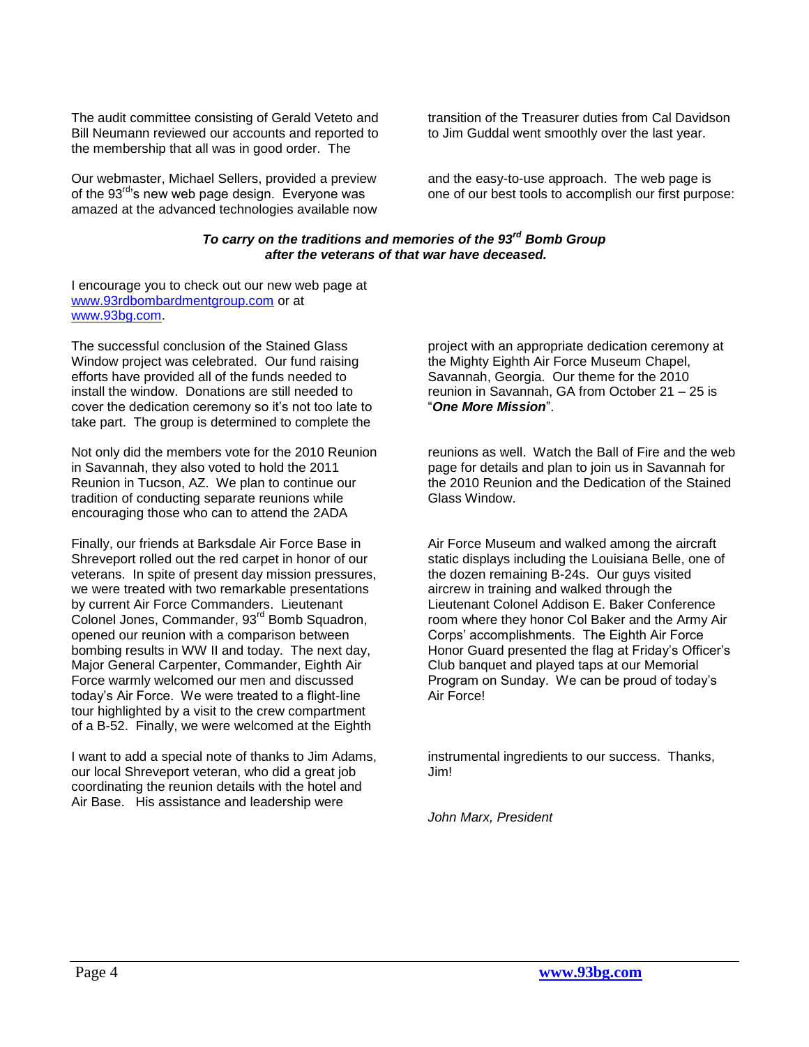The audit committee consisting of Gerald Veteto and Bill Neumann reviewed our accounts and reported to the membership that all was in good order. The transition of the Treasurer duties from Cal Davidson to Jim Guddal went smoothly over the last year.

Our webmaster, Michael Sellers, provided a preview of the 93rd's new web page design. Everyone was amazed at the advanced technologies available now and the easy-to-use approach. The web page is one of our best tools to accomplish our first purpose:

***To carry on the traditions and memories of the 93rd Bomb Group after the veterans of that war have deceased.***

I encourage you to check out our new web page at www.93rdbombardmentgroup.com or at www.93bg.com.

The successful conclusion of the Stained Glass Window project was celebrated. Our fund raising efforts have provided all of the funds needed to install the window. Donations are still needed to cover the dedication ceremony so it's not too late to take part. The group is determined to complete the project with an appropriate dedication ceremony at the Mighty Eighth Air Force Museum Chapel, Savannah, Georgia. Our theme for the 2010 reunion in Savannah, GA from October 21 – 25 is "***One More Mission***".

Not only did the members vote for the 2010 Reunion in Savannah, they also voted to hold the 2011 Reunion in Tucson, AZ. We plan to continue our tradition of conducting separate reunions while encouraging those who can to attend the 2ADA reunions as well. Watch the Ball of Fire and the web page for details and plan to join us in Savannah for the 2010 Reunion and the Dedication of the Stained Glass Window.

Finally, our friends at Barksdale Air Force Base in Shreveport rolled out the red carpet in honor of our veterans. In spite of present day mission pressures, we were treated with two remarkable presentations by current Air Force Commanders. Lieutenant Colonel Jones, Commander, 93rd Bomb Squadron, opened our reunion with a comparison between bombing results in WW II and today. The next day, Major General Carpenter, Commander, Eighth Air Force warmly welcomed our men and discussed today's Air Force. We were treated to a flight-line tour highlighted by a visit to the crew compartment of a B-52. Finally, we were welcomed at the Eighth Air Force Museum and walked among the aircraft static displays including the Louisiana Belle, one of the dozen remaining B-24s. Our guys visited aircrew in training and walked through the Lieutenant Colonel Addison E. Baker Conference room where they honor Col Baker and the Army Air Corps' accomplishments. The Eighth Air Force Honor Guard presented the flag at Friday's Officer's Club banquet and played taps at our Memorial Program on Sunday. We can be proud of today's Air Force!

I want to add a special note of thanks to Jim Adams, our local Shreveport veteran, who did a great job coordinating the reunion details with the hotel and Air Base. His assistance and leadership were instrumental ingredients to our success. Thanks, Jim!

*John Marx, President*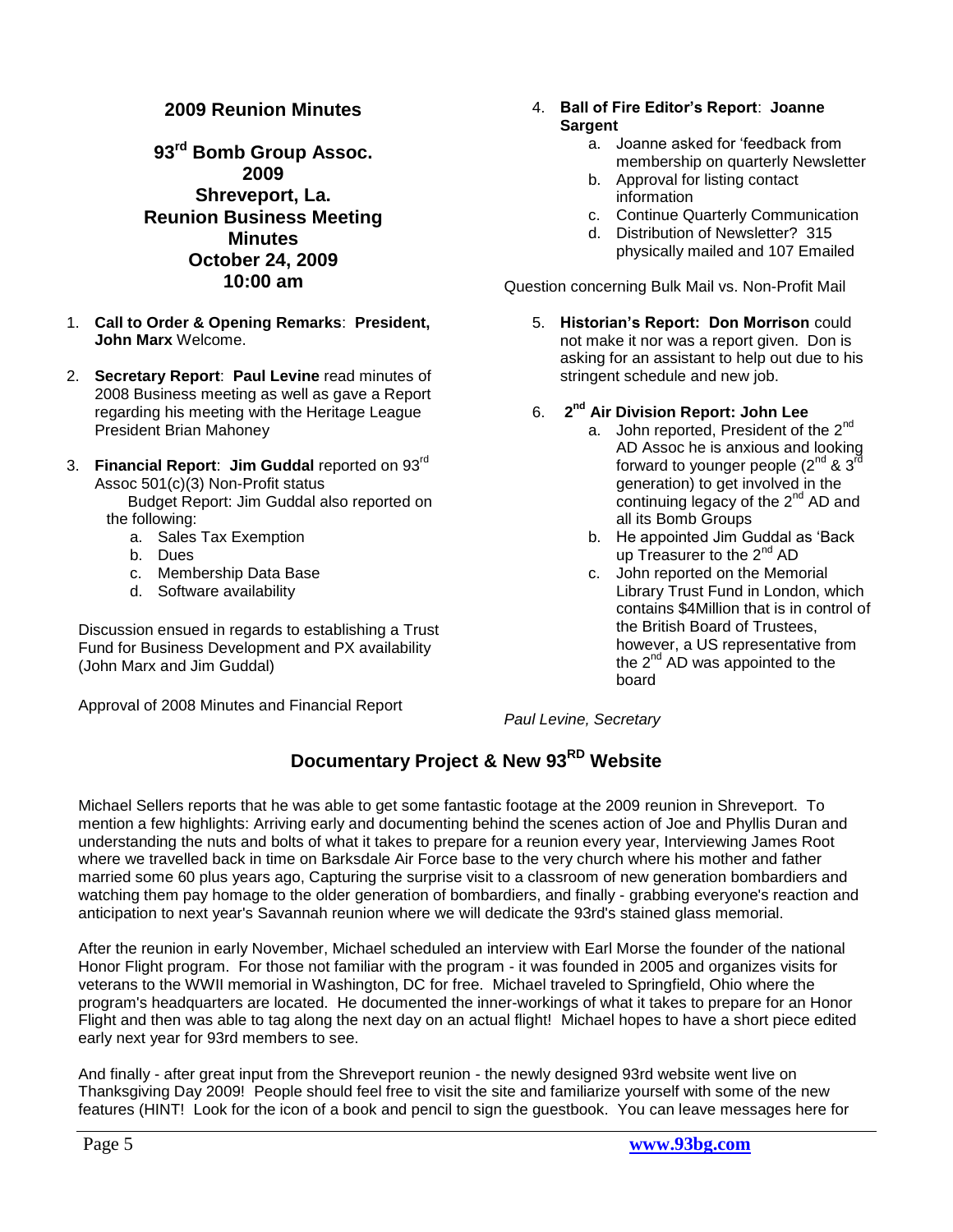## 2009 Reunion Minutes

### 93rd Bomb Group Assoc.
### 2009
### Shreveport, La.
### Reunion Business Meeting Minutes
### October 24, 2009
### 10:00 am

1. **Call to Order & Opening Remarks**: **President, John Marx** Welcome.

2. **Secretary Report**: **Paul Levine** read minutes of 2008 Business meeting as well as gave a Report regarding his meeting with the Heritage League President Brian Mahoney

3. **Financial Report**: **Jim Guddal** reported on 93rd Assoc 501(c)(3) Non-Profit status
   Budget Report: Jim Guddal also reported on the following:
   a. Sales Tax Exemption
   b. Dues
   c. Membership Data Base
   d. Software availability

   Discussion ensued in regards to establishing a Trust Fund for Business Development and PX availability (John Marx and Jim Guddal)

   Approval of 2008 Minutes and Financial Report

4. **Ball of Fire Editor's Report**: **Joanne Sargent**
   a. Joanne asked for 'feedback from membership on quarterly Newsletter
   b. Approval for listing contact information
   c. Continue Quarterly Communication
   d. Distribution of Newsletter? 315 physically mailed and 107 Emailed

   Question concerning Bulk Mail vs. Non-Profit Mail

5. **Historian's Report: Don Morrison** could not make it nor was a report given. Don is asking for an assistant to help out due to his stringent schedule and new job.

6. **2nd Air Division Report: John Lee**
   a. John reported, President of the 2nd AD Assoc he is anxious and looking forward to younger people (2nd & 3rd generation) to get involved in the continuing legacy of the 2nd AD and all its Bomb Groups
   b. He appointed Jim Guddal as 'Back up Treasurer to the 2nd AD
   c. John reported on the Memorial Library Trust Fund in London, which contains $4Million that is in control of the British Board of Trustees, however, a US representative from the 2nd AD was appointed to the board

*Paul Levine, Secretary*

## Documentary Project & New 93RD Website

Michael Sellers reports that he was able to get some fantastic footage at the 2009 reunion in Shreveport. To mention a few highlights: Arriving early and documenting behind the scenes action of Joe and Phyllis Duran and understanding the nuts and bolts of what it takes to prepare for a reunion every year, Interviewing James Root where we travelled back in time on Barksdale Air Force base to the very church where his mother and father married some 60 plus years ago, Capturing the surprise visit to a classroom of new generation bombardiers and watching them pay homage to the older generation of bombardiers, and finally - grabbing everyone's reaction and anticipation to next year's Savannah reunion where we will dedicate the 93rd's stained glass memorial.

After the reunion in early November, Michael scheduled an interview with Earl Morse the founder of the national Honor Flight program. For those not familiar with the program - it was founded in 2005 and organizes visits for veterans to the WWII memorial in Washington, DC for free. Michael traveled to Springfield, Ohio where the program's headquarters are located. He documented the inner-workings of what it takes to prepare for an Honor Flight and then was able to tag along the next day on an actual flight! Michael hopes to have a short piece edited early next year for 93rd members to see.

And finally - after great input from the Shreveport reunion - the newly designed 93rd website went live on Thanksgiving Day 2009! People should feel free to visit the site and familiarize yourself with some of the new features (HINT! Look for the icon of a book and pencil to sign the guestbook. You can leave messages here for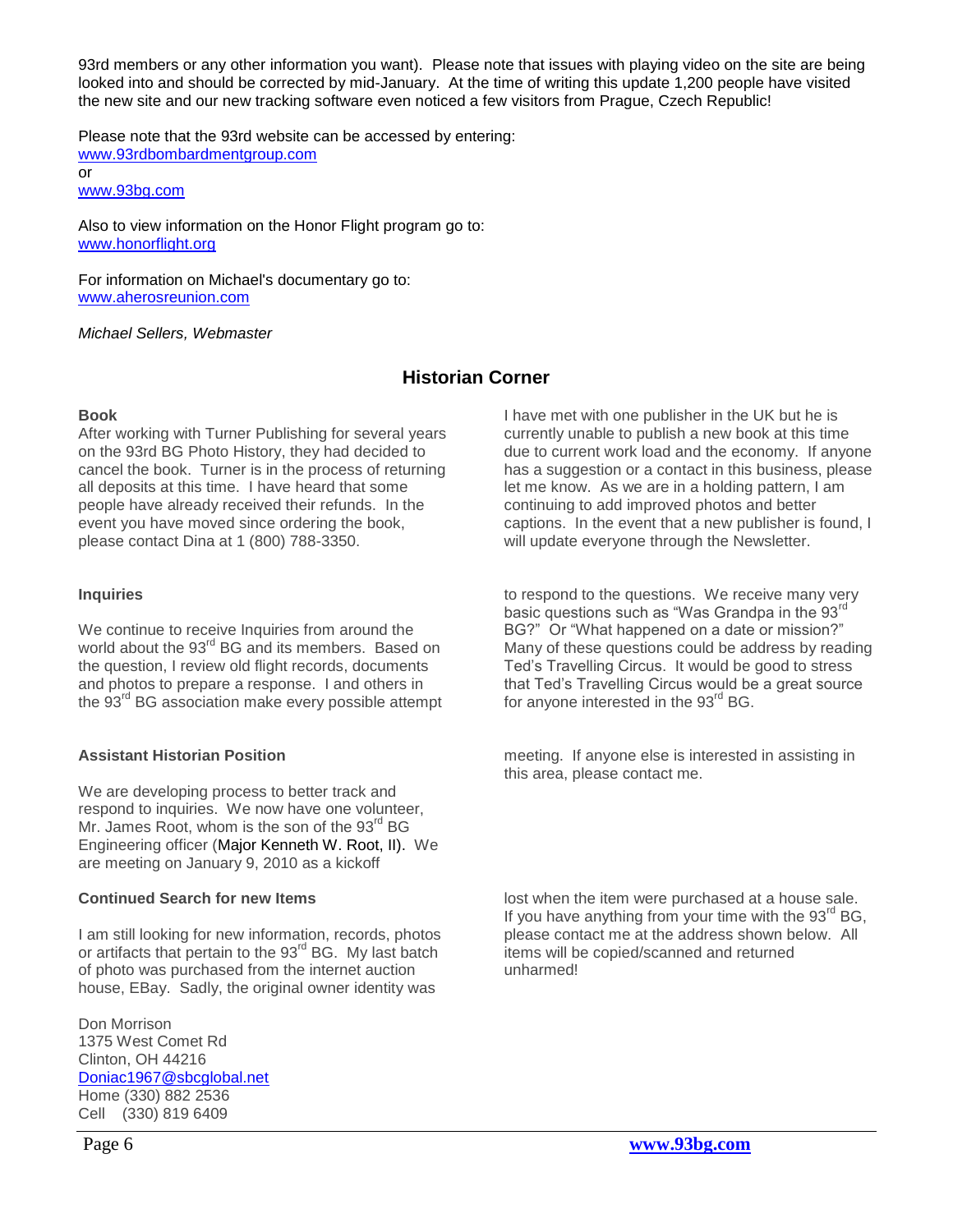93rd members or any other information you want). Please note that issues with playing video on the site are being looked into and should be corrected by mid-January. At the time of writing this update 1,200 people have visited the new site and our new tracking software even noticed a few visitors from Prague, Czech Republic!

Please note that the 93rd website can be accessed by entering:
www.93rdbombardmentgroup.com
or
www.93bg.com

Also to view information on the Honor Flight program go to:
www.honorflight.org

For information on Michael's documentary go to:
www.aherosreunion.com

*Michael Sellers, Webmaster*

## Historian Corner

**Book**

After working with Turner Publishing for several years on the 93rd BG Photo History, they had decided to cancel the book. Turner is in the process of returning all deposits at this time. I have heard that some people have already received their refunds. In the event you have moved since ordering the book, please contact Dina at 1 (800) 788-3350.

I have met with one publisher in the UK but he is currently unable to publish a new book at this time due to current work load and the economy. If anyone has a suggestion or a contact in this business, please let me know. As we are in a holding pattern, I am continuing to add improved photos and better captions. In the event that a new publisher is found, I will update everyone through the Newsletter.

**Inquiries**

We continue to receive Inquiries from around the world about the 93rd BG and its members. Based on the question, I review old flight records, documents and photos to prepare a response. I and others in the 93rd BG association make every possible attempt to respond to the questions. We receive many very basic questions such as "Was Grandpa in the 93rd BG?" Or "What happened on a date or mission?" Many of these questions could be address by reading Ted's Travelling Circus. It would be good to stress that Ted's Travelling Circus would be a great source for anyone interested in the 93rd BG.

**Assistant Historian Position**

We are developing process to better track and respond to inquiries. We now have one volunteer, Mr. James Root, whom is the son of the 93rd BG Engineering officer (Major Kenneth W. Root, II). We are meeting on January 9, 2010 as a kickoff meeting. If anyone else is interested in assisting in this area, please contact me.

**Continued Search for new Items**

I am still looking for new information, records, photos or artifacts that pertain to the 93rd BG. My last batch of photo was purchased from the internet auction house, EBay. Sadly, the original owner identity was lost when the item were purchased at a house sale. If you have anything from your time with the 93rd BG, please contact me at the address shown below. All items will be copied/scanned and returned unharmed!

Don Morrison
1375 West Comet Rd
Clinton, OH 44216
Doniac1967@sbcglobal.net
Home (330) 882 2536
Cell (330) 819 6409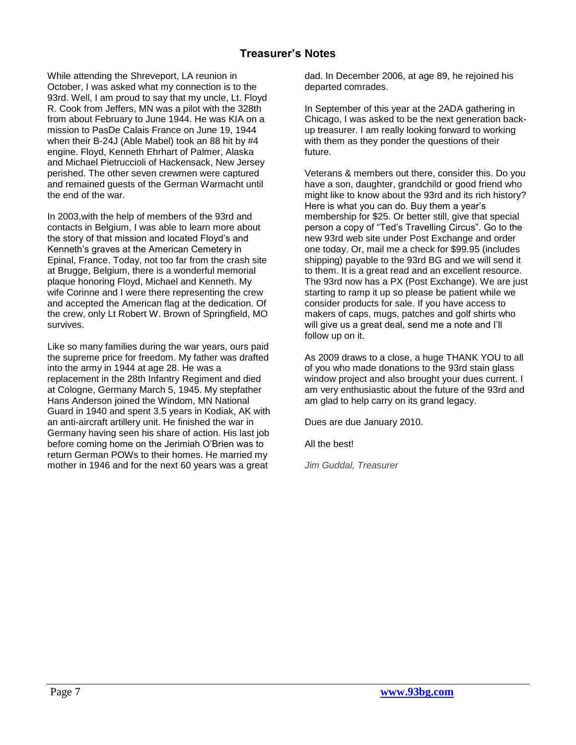## Treasurer's Notes

While attending the Shreveport, LA reunion in October, I was asked what my connection is to the 93rd. Well, I am proud to say that my uncle, Lt. Floyd R. Cook from Jeffers, MN was a pilot with the 328th from about February to June 1944. He was KIA on a mission to PasDe Calais France on June 19, 1944 when their B-24J (Able Mabel) took an 88 hit by #4 engine. Floyd, Kenneth Ehrhart of Palmer, Alaska and Michael Pietruccioli of Hackensack, New Jersey perished. The other seven crewmen were captured and remained guests of the German Warmacht until the end of the war.

In 2003,with the help of members of the 93rd and contacts in Belgium, I was able to learn more about the story of that mission and located Floyd's and Kenneth's graves at the American Cemetery in Epinal, France. Today, not too far from the crash site at Brugge, Belgium, there is a wonderful memorial plaque honoring Floyd, Michael and Kenneth. My wife Corinne and I were there representing the crew and accepted the American flag at the dedication. Of the crew, only Lt Robert W. Brown of Springfield, MO survives.

Like so many families during the war years, ours paid the supreme price for freedom. My father was drafted into the army in 1944 at age 28. He was a replacement in the 28th Infantry Regiment and died at Cologne, Germany March 5, 1945. My stepfather Hans Anderson joined the Windom, MN National Guard in 1940 and spent 3.5 years in Kodiak, AK with an anti-aircraft artillery unit. He finished the war in Germany having seen his share of action. His last job before coming home on the Jerimiah O'Brien was to return German POWs to their homes. He married my mother in 1946 and for the next 60 years was a great dad. In December 2006, at age 89, he rejoined his departed comrades.

In September of this year at the 2ADA gathering in Chicago, I was asked to be the next generation back-up treasurer. I am really looking forward to working with them as they ponder the questions of their future.

Veterans & members out there, consider this. Do you have a son, daughter, grandchild or good friend who might like to know about the 93rd and its rich history? Here is what you can do. Buy them a year's membership for $25. Or better still, give that special person a copy of "Ted's Travelling Circus". Go to the new 93rd web site under Post Exchange and order one today. Or, mail me a check for $99.95 (includes shipping) payable to the 93rd BG and we will send it to them. It is a great read and an excellent resource. The 93rd now has a PX (Post Exchange). We are just starting to ramp it up so please be patient while we consider products for sale. If you have access to makers of caps, mugs, patches and golf shirts who will give us a great deal, send me a note and I'll follow up on it.

As 2009 draws to a close, a huge THANK YOU to all of you who made donations to the 93rd stain glass window project and also brought your dues current. I am very enthusiastic about the future of the 93rd and am glad to help carry on its grand legacy.

Dues are due January 2010.

All the best!

*Jim Guddal, Treasurer*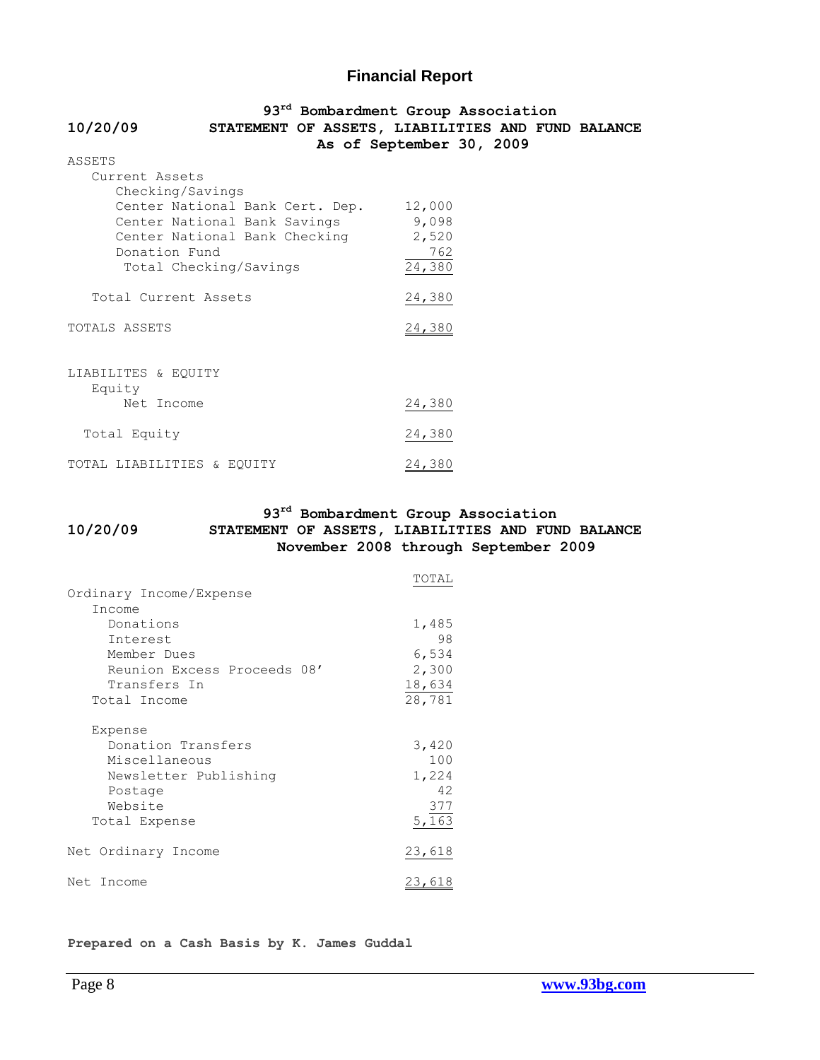# Financial Report

**93rd Bombardment Group Association**

**10/20/09 STATEMENT OF ASSETS, LIABILITIES AND FUND BALANCE**

**As of September 30, 2009**

| | |
|---|---|
| ASSETS | |
| Current Assets | |
| Checking/Savings | |
| Center National Bank Cert. Dep. | 12,000 |
| Center National Bank Savings | 9,098 |
| Center National Bank Checking | 2,520 |
| Donation Fund | 762 |
| Total Checking/Savings | 24,380 |
| Total Current Assets | 24,380 |
| TOTALS ASSETS | 24,380 |
| LIABILITES & EQUITY | |
| Equity | |
| Net Income | 24,380 |
| Total Equity | 24,380 |
| TOTAL LIABILITIES & EQUITY | 24,380 |

**93rd Bombardment Group Association**

**10/20/09 STATEMENT OF ASSETS, LIABILITIES AND FUND BALANCE**

**November 2008 through September 2009**

| | TOTAL |
|---|---|
| Ordinary Income/Expense | |
| Income | |
| Donations | 1,485 |
| Interest | 98 |
| Member Dues | 6,534 |
| Reunion Excess Proceeds 08' | 2,300 |
| Transfers In | 18,634 |
| Total Income | 28,781 |
| Expense | |
| Donation Transfers | 3,420 |
| Miscellaneous | 100 |
| Newsletter Publishing | 1,224 |
| Postage | 42 |
| Website | 377 |
| Total Expense | 5,163 |
| Net Ordinary Income | 23,618 |
| Net Income | 23,618 |

**Prepared on a Cash Basis by K. James Guddal**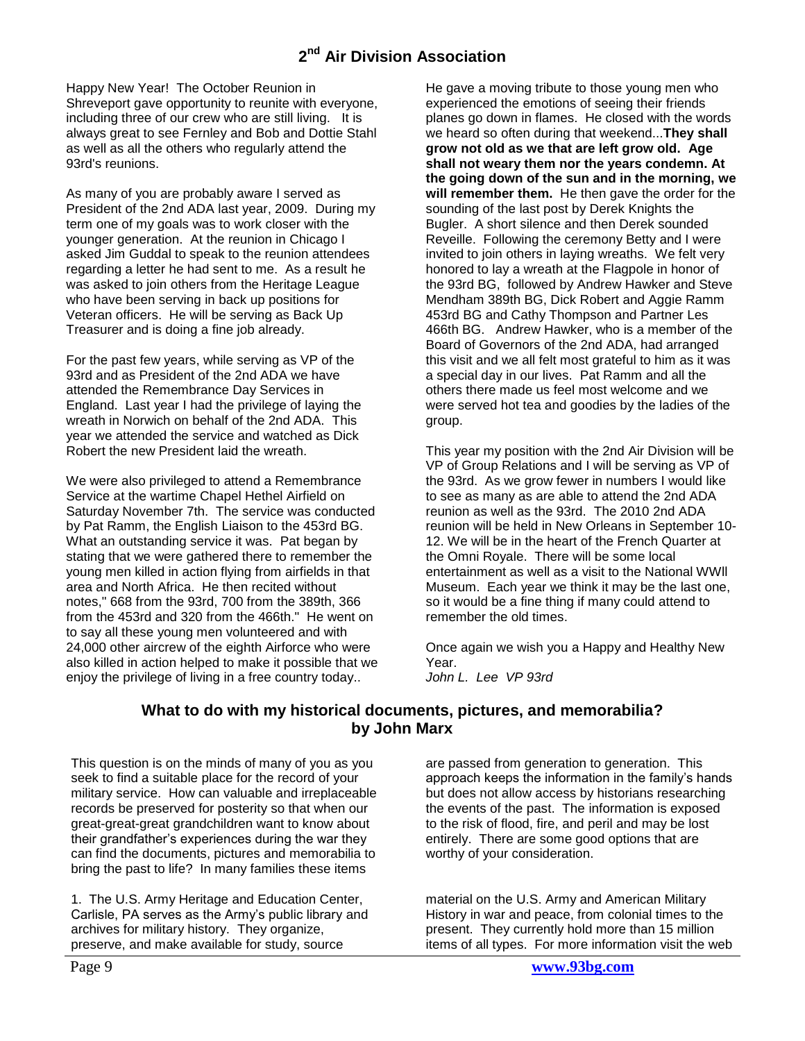## 2nd Air Division Association

Happy New Year! The October Reunion in Shreveport gave opportunity to reunite with everyone, including three of our crew who are still living. It is always great to see Fernley and Bob and Dottie Stahl as well as all the others who regularly attend the 93rd's reunions.

As many of you are probably aware I served as President of the 2nd ADA last year, 2009. During my term one of my goals was to work closer with the younger generation. At the reunion in Chicago I asked Jim Guddal to speak to the reunion attendees regarding a letter he had sent to me. As a result he was asked to join others from the Heritage League who have been serving in back up positions for Veteran officers. He will be serving as Back Up Treasurer and is doing a fine job already.

For the past few years, while serving as VP of the 93rd and as President of the 2nd ADA we have attended the Remembrance Day Services in England. Last year I had the privilege of laying the wreath in Norwich on behalf of the 2nd ADA. This year we attended the service and watched as Dick Robert the new President laid the wreath.

We were also privileged to attend a Remembrance Service at the wartime Chapel Hethel Airfield on Saturday November 7th. The service was conducted by Pat Ramm, the English Liaison to the 453rd BG. What an outstanding service it was. Pat began by stating that we were gathered there to remember the young men killed in action flying from airfields in that area and North Africa. He then recited without notes," 668 from the 93rd, 700 from the 389th, 366 from the 453rd and 320 from the 466th." He went on to say all these young men volunteered and with 24,000 other aircrew of the eighth Airforce who were also killed in action helped to make it possible that we enjoy the privilege of living in a free country today..

He gave a moving tribute to those young men who experienced the emotions of seeing their friends planes go down in flames. He closed with the words we heard so often during that weekend...**They shall grow not old as we that are left grow old. Age shall not weary them nor the years condemn. At the going down of the sun and in the morning, we will remember them.** He then gave the order for the sounding of the last post by Derek Knights the Bugler. A short silence and then Derek sounded Reveille. Following the ceremony Betty and I were invited to join others in laying wreaths. We felt very honored to lay a wreath at the Flagpole in honor of the 93rd BG, followed by Andrew Hawker and Steve Mendham 389th BG, Dick Robert and Aggie Ramm 453rd BG and Cathy Thompson and Partner Les 466th BG. Andrew Hawker, who is a member of the Board of Governors of the 2nd ADA, had arranged this visit and we all felt most grateful to him as it was a special day in our lives. Pat Ramm and all the others there made us feel most welcome and we were served hot tea and goodies by the ladies of the group.

This year my position with the 2nd Air Division will be VP of Group Relations and I will be serving as VP of the 93rd. As we grow fewer in numbers I would like to see as many as are able to attend the 2nd ADA reunion as well as the 93rd. The 2010 2nd ADA reunion will be held in New Orleans in September 10-12. We will be in the heart of the French Quarter at the Omni Royale. There will be some local entertainment as well as a visit to the National WWll Museum. Each year we think it may be the last one, so it would be a fine thing if many could attend to remember the old times.

Once again we wish you a Happy and Healthy New Year.

*John L. Lee VP 93rd*

## What to do with my historical documents, pictures, and memorabilia? by John Marx

This question is on the minds of many of you as you seek to find a suitable place for the record of your military service. How can valuable and irreplaceable records be preserved for posterity so that when our great-great-great grandchildren want to know about their grandfather's experiences during the war they can find the documents, pictures and memorabilia to bring the past to life? In many families these items are passed from generation to generation. This approach keeps the information in the family's hands but does not allow access by historians researching the events of the past. The information is exposed to the risk of flood, fire, and peril and may be lost entirely. There are some good options that are worthy of your consideration.

1. The U.S. Army Heritage and Education Center, Carlisle, PA serves as the Army's public library and archives for military history. They organize, preserve, and make available for study, source material on the U.S. Army and American Military History in war and peace, from colonial times to the present. They currently hold more than 15 million items of all types. For more information visit the web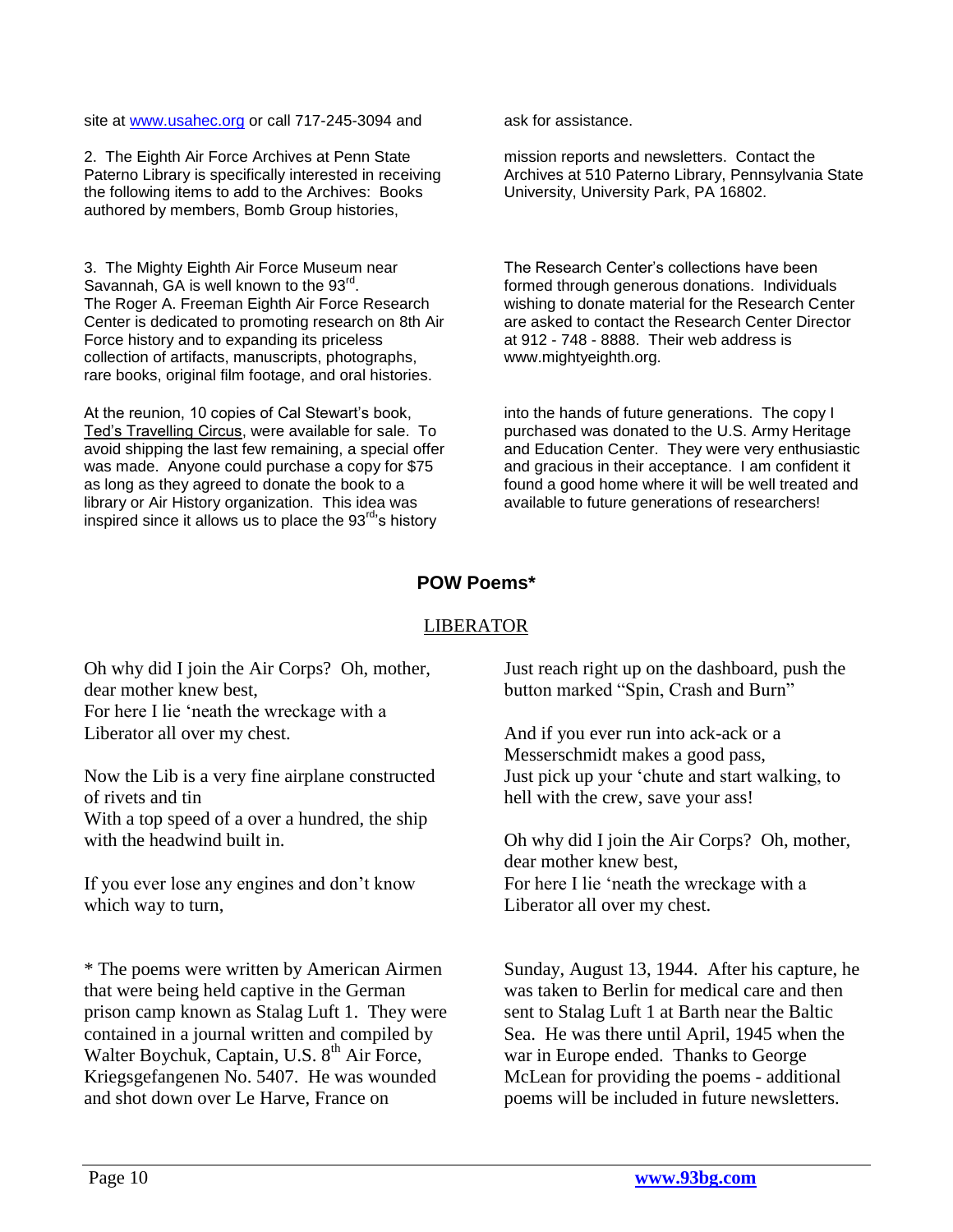site at [www.usahec.org](http://www.usahec.org) or call 717-245-3094 and ask for assistance.

2. The Eighth Air Force Archives at Penn State Paterno Library is specifically interested in receiving the following items to add to the Archives: Books authored by members, Bomb Group histories, mission reports and newsletters. Contact the Archives at 510 Paterno Library, Pennsylvania State University, University Park, PA 16802.

3. The Mighty Eighth Air Force Museum near Savannah, GA is well known to the 93rd. The Roger A. Freeman Eighth Air Force Research Center is dedicated to promoting research on 8th Air Force history and to expanding its priceless collection of artifacts, manuscripts, photographs, rare books, original film footage, and oral histories. The Research Center's collections have been formed through generous donations. Individuals wishing to donate material for the Research Center are asked to contact the Research Center Director at 912 - 748 - 8888. Their web address is www.mightyeighth.org.

At the reunion, 10 copies of Cal Stewart's book, Ted's Travelling Circus, were available for sale. To avoid shipping the last few remaining, a special offer was made. Anyone could purchase a copy for $75 as long as they agreed to donate the book to a library or Air History organization. This idea was inspired since it allows us to place the 93rd's history into the hands of future generations. The copy I purchased was donated to the U.S. Army Heritage and Education Center. They were very enthusiastic and gracious in their acceptance. I am confident it found a good home where it will be well treated and available to future generations of researchers!

## POW Poems*

### LIBERATOR

Oh why did I join the Air Corps? Oh, mother, dear mother knew best,
For here I lie 'neath the wreckage with a Liberator all over my chest.

Now the Lib is a very fine airplane constructed of rivets and tin
With a top speed of a over a hundred, the ship with the headwind built in.

If you ever lose any engines and don't know which way to turn,
Just reach right up on the dashboard, push the button marked "Spin, Crash and Burn"

And if you ever run into ack-ack or a Messerschmidt makes a good pass,
Just pick up your 'chute and start walking, to hell with the crew, save your ass!

Oh why did I join the Air Corps? Oh, mother, dear mother knew best,
For here I lie 'neath the wreckage with a Liberator all over my chest.

* The poems were written by American Airmen that were being held captive in the German prison camp known as Stalag Luft 1. They were contained in a journal written and compiled by Walter Boychuk, Captain, U.S. 8th Air Force, Kriegsgefangenen No. 5407. He was wounded and shot down over Le Harve, France on Sunday, August 13, 1944. After his capture, he was taken to Berlin for medical care and then sent to Stalag Luft 1 at Barth near the Baltic Sea. He was there until April, 1945 when the war in Europe ended. Thanks to George McLean for providing the poems - additional poems will be included in future newsletters.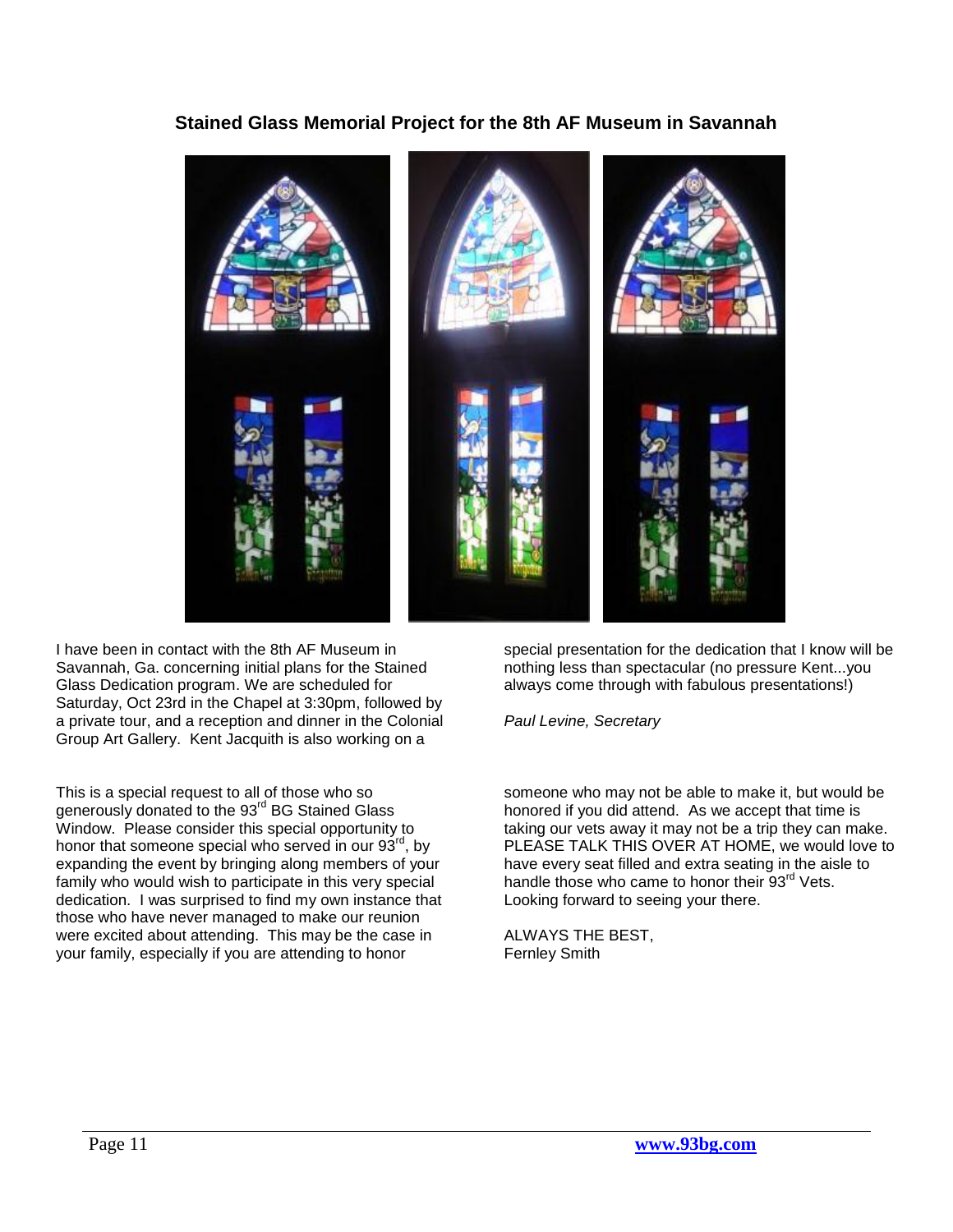## Stained Glass Memorial Project for the 8th AF Museum in Savannah

I have been in contact with the 8th AF Museum in Savannah, Ga. concerning initial plans for the Stained Glass Dedication program. We are scheduled for Saturday, Oct 23rd in the Chapel at 3:30pm, followed by a private tour, and a reception and dinner in the Colonial Group Art Gallery. Kent Jacquith is also working on a special presentation for the dedication that I know will be nothing less than spectacular (no pressure Kent...you always come through with fabulous presentations!)

*Paul Levine, Secretary*

This is a special request to all of those who so generously donated to the 93rd BG Stained Glass Window. Please consider this special opportunity to honor that someone special who served in our 93rd, by expanding the event by bringing along members of your family who would wish to participate in this very special dedication. I was surprised to find my own instance that those who have never managed to make our reunion were excited about attending. This may be the case in your family, especially if you are attending to honor someone who may not be able to make it, but would be honored if you did attend. As we accept that time is taking our vets away it may not be a trip they can make. PLEASE TALK THIS OVER AT HOME, we would love to have every seat filled and extra seating in the aisle to handle those who came to honor their 93rd Vets. Looking forward to seeing your there.

ALWAYS THE BEST,
Fernley Smith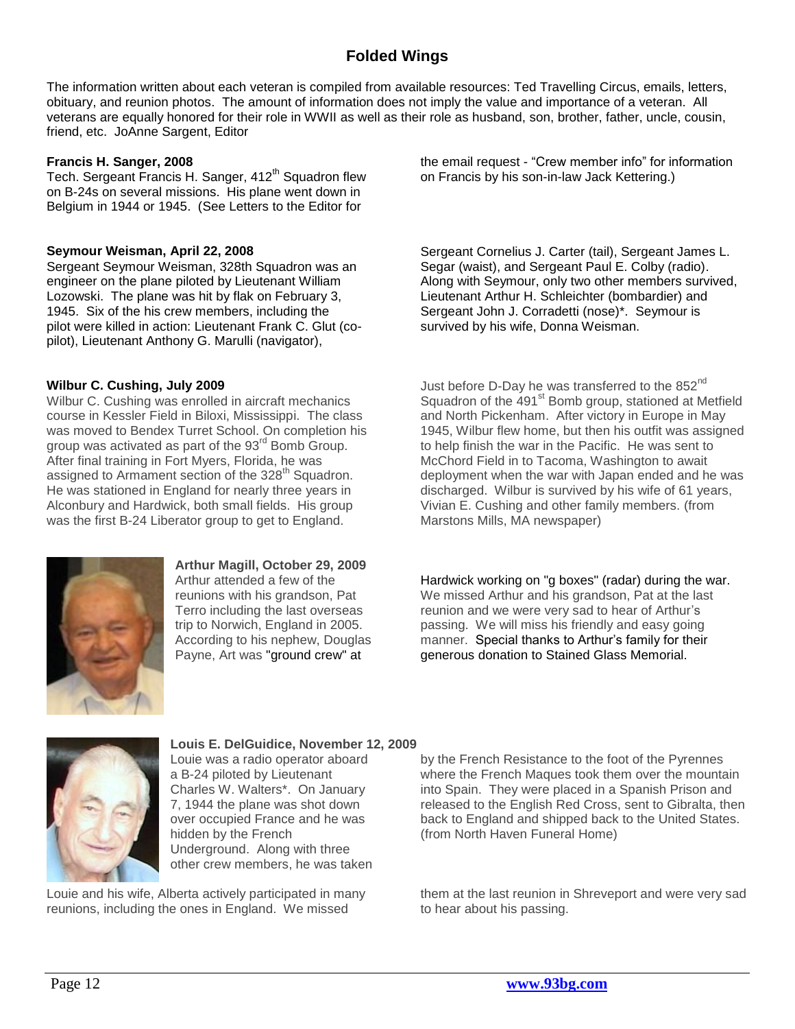# Folded Wings

The information written about each veteran is compiled from available resources: Ted Travelling Circus, emails, letters, obituary, and reunion photos. The amount of information does not imply the value and importance of a veteran. All veterans are equally honored for their role in WWII as well as their role as husband, son, brother, father, uncle, cousin, friend, etc. JoAnne Sargent, Editor

**Francis H. Sanger, 2008**

Tech. Sergeant Francis H. Sanger, 412th Squadron flew on B-24s on several missions. His plane went down in Belgium in 1944 or 1945. (See Letters to the Editor for the email request - "Crew member info" for information on Francis by his son-in-law Jack Kettering.)

**Seymour Weisman, April 22, 2008**

Sergeant Seymour Weisman, 328th Squadron was an engineer on the plane piloted by Lieutenant William Lozowski. The plane was hit by flak on February 3, 1945. Six of the his crew members, including the pilot were killed in action: Lieutenant Frank C. Glut (co-pilot), Lieutenant Anthony G. Marulli (navigator), Sergeant Cornelius J. Carter (tail), Sergeant James L. Segar (waist), and Sergeant Paul E. Colby (radio). Along with Seymour, only two other members survived, Lieutenant Arthur H. Schleichter (bombardier) and Sergeant John J. Corradetti (nose)*. Seymour is survived by his wife, Donna Weisman.

**Wilbur C. Cushing, July 2009**

Wilbur C. Cushing was enrolled in aircraft mechanics course in Kessler Field in Biloxi, Mississippi. The class was moved to Bendex Turret School. On completion his group was activated as part of the 93rd Bomb Group. After final training in Fort Myers, Florida, he was assigned to Armament section of the 328th Squadron. He was stationed in England for nearly three years in Alconbury and Hardwick, both small fields. His group was the first B-24 Liberator group to get to England. Just before D-Day he was transferred to the 852nd Squadron of the 491st Bomb group, stationed at Metfield and North Pickenham. After victory in Europe in May 1945, Wilbur flew home, but then his outfit was assigned to help finish the war in the Pacific. He was sent to McChord Field in to Tacoma, Washington to await deployment when the war with Japan ended and he was discharged. Wilbur is survived by his wife of 61 years, Vivian E. Cushing and other family members. (from Marstons Mills, MA newspaper)

**Arthur Magill, October 29, 2009**

Arthur attended a few of the reunions with his grandson, Pat Terro including the last overseas trip to Norwich, England in 2005. According to his nephew, Douglas Payne, Art was "ground crew" at Hardwick working on "g boxes" (radar) during the war. We missed Arthur and his grandson, Pat at the last reunion and we were very sad to hear of Arthur's passing. We will miss his friendly and easy going manner. Special thanks to Arthur's family for their generous donation to Stained Glass Memorial.

**Louis E. DelGuidice, November 12, 2009**

Louie was a radio operator aboard a B-24 piloted by Lieutenant Charles W. Walters*. On January 7, 1944 the plane was shot down over occupied France and he was hidden by the French Underground. Along with three other crew members, he was taken by the French Resistance to the foot of the Pyrennes where the French Maques took them over the mountain into Spain. They were placed in a Spanish Prison and released to the English Red Cross, sent to Gibralta, then back to England and shipped back to the United States. (from North Haven Funeral Home)

Louie and his wife, Alberta actively participated in many reunions, including the ones in England. We missed them at the last reunion in Shreveport and were very sad to hear about his passing.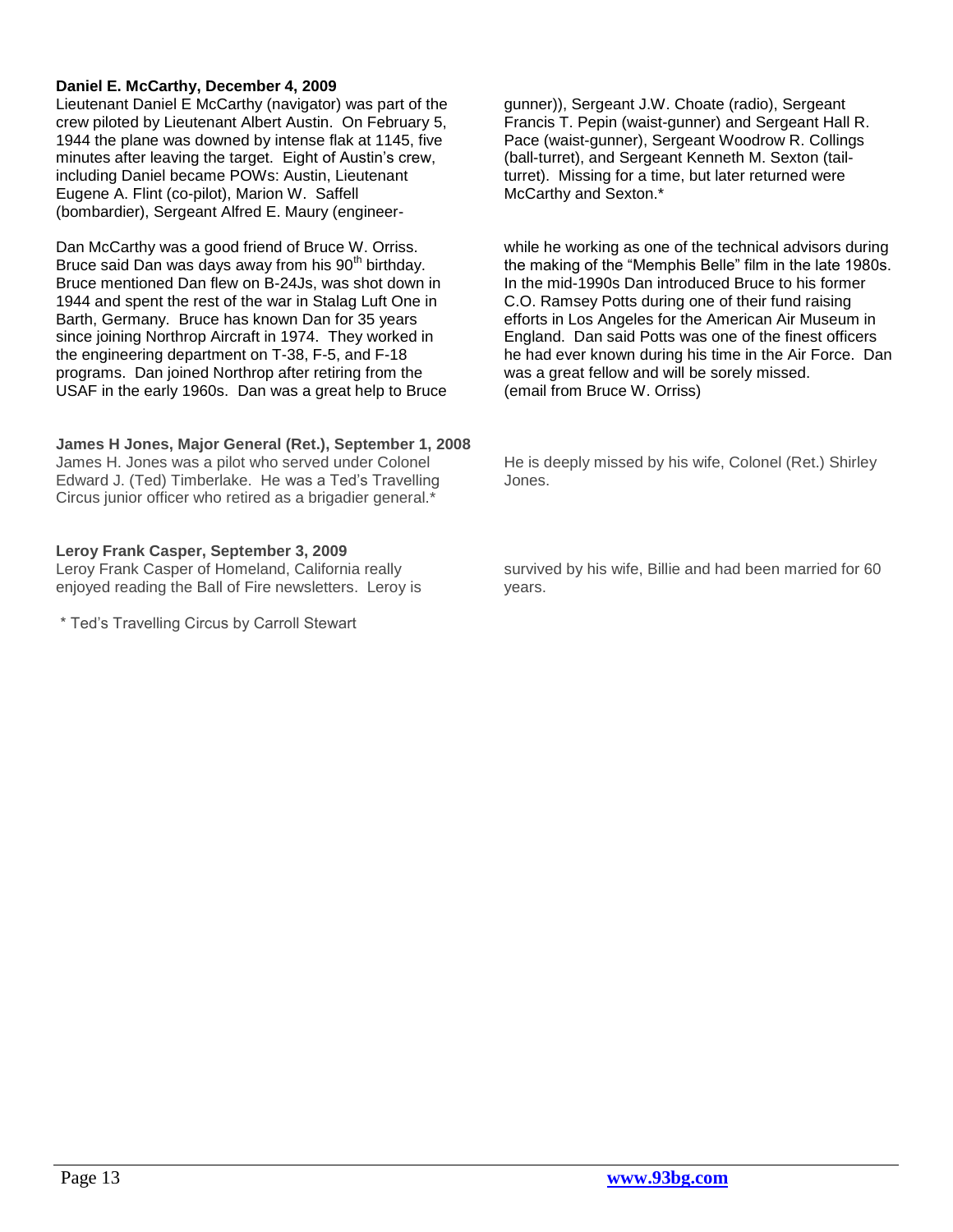**Daniel E. McCarthy, December 4, 2009**

Lieutenant Daniel E McCarthy (navigator) was part of the crew piloted by Lieutenant Albert Austin. On February 5, 1944 the plane was downed by intense flak at 1145, five minutes after leaving the target. Eight of Austin's crew, including Daniel became POWs: Austin, Lieutenant Eugene A. Flint (co-pilot), Marion W. Saffell (bombardier), Sergeant Alfred E. Maury (engineer-gunner)), Sergeant J.W. Choate (radio), Sergeant Francis T. Pepin (waist-gunner) and Sergeant Hall R. Pace (waist-gunner), Sergeant Woodrow R. Collings (ball-turret), and Sergeant Kenneth M. Sexton (tail-turret). Missing for a time, but later returned were McCarthy and Sexton.*

Dan McCarthy was a good friend of Bruce W. Orriss. Bruce said Dan was days away from his 90th birthday. Bruce mentioned Dan flew on B-24Js, was shot down in 1944 and spent the rest of the war in Stalag Luft One in Barth, Germany. Bruce has known Dan for 35 years since joining Northrop Aircraft in 1974. They worked in the engineering department on T-38, F-5, and F-18 programs. Dan joined Northrop after retiring from the USAF in the early 1960s. Dan was a great help to Bruce while he working as one of the technical advisors during the making of the "Memphis Belle" film in the late 1980s. In the mid-1990s Dan introduced Bruce to his former C.O. Ramsey Potts during one of their fund raising efforts in Los Angeles for the American Air Museum in England. Dan said Potts was one of the finest officers he had ever known during his time in the Air Force. Dan was a great fellow and will be sorely missed.
(email from Bruce W. Orriss)

**James H Jones, Major General (Ret.), September 1, 2008**

James H. Jones was a pilot who served under Colonel Edward J. (Ted) Timberlake. He was a Ted's Travelling Circus junior officer who retired as a brigadier general.*

He is deeply missed by his wife, Colonel (Ret.) Shirley Jones.

**Leroy Frank Casper, September 3, 2009**

Leroy Frank Casper of Homeland, California really enjoyed reading the Ball of Fire newsletters. Leroy is survived by his wife, Billie and had been married for 60 years.

* Ted's Travelling Circus by Carroll Stewart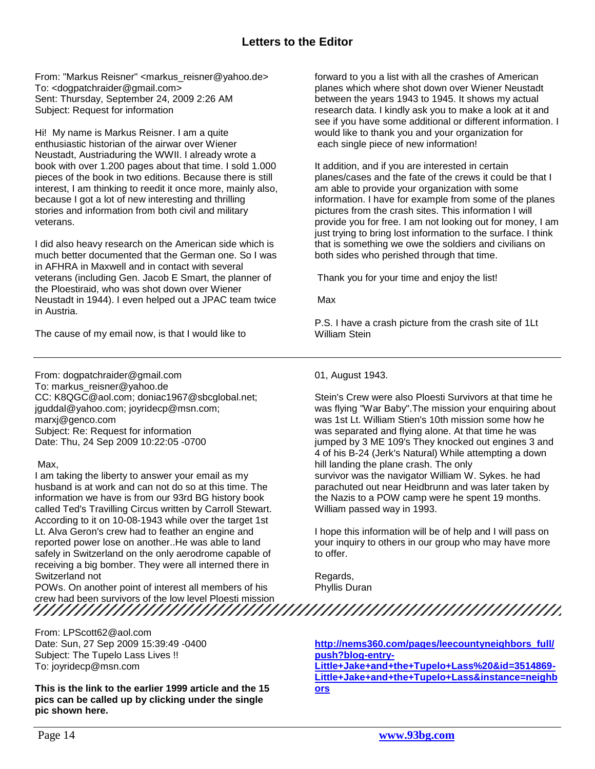# Letters to the Editor

From: "Markus Reisner" <markus_reisner@yahoo.de>
To: <dogpatchraider@gmail.com>
Sent: Thursday, September 24, 2009 2:26 AM
Subject: Request for information

Hi! My name is Markus Reisner. I am a quite enthusiastic historian of the airwar over Wiener Neustadt, Austriaduring the WWII. I already wrote a book with over 1.200 pages about that time. I sold 1.000 pieces of the book in two editions. Because there is still interest, I am thinking to reedit it once more, mainly also, because I got a lot of new interesting and thrilling stories and information from both civil and military veterans.

I did also heavy research on the American side which is much better documented that the German one. So I was in AFHRA in Maxwell and in contact with several veterans (including Gen. Jacob E Smart, the planner of the Ploestiraid, who was shot down over Wiener Neustadt in 1944). I even helped out a JPAC team twice in Austria.

The cause of my email now, is that I would like to forward to you a list with all the crashes of American planes which where shot down over Wiener Neustadt between the years 1943 to 1945. It shows my actual research data. I kindly ask you to make a look at it and see if you have some additional or different information. I would like to thank you and your organization for each single piece of new information!

It addition, and if you are interested in certain planes/cases and the fate of the crews it could be that I am able to provide your organization with some information. I have for example from some of the planes pictures from the crash sites. This information I will provide you for free. I am not looking out for money, I am just trying to bring lost information to the surface. I think that is something we owe the soldiers and civilians on both sides who perished through that time.

Thank you for your time and enjoy the list!

Max

P.S. I have a crash picture from the crash site of 1Lt William Stein

---

From: dogpatchraider@gmail.com
To: markus_reisner@yahoo.de
CC: K8QGC@aol.com; doniac1967@sbcglobal.net; jguddal@yahoo.com; joyridecp@msn.com; marxj@genco.com
Subject: Re: Request for information
Date: Thu, 24 Sep 2009 10:22:05 -0700

Max,
I am taking the liberty to answer your email as my husband is at work and can not do so at this time. The information we have is from our 93rd BG history book called Ted's Travilling Circus written by Carroll Stewart. According to it on 10-08-1943 while over the target 1st Lt. Alva Geron's crew had to feather an engine and reported power lose on another..He was able to land safely in Switzerland on the only aerodrome capable of receiving a big bomber. They were all interned there in Switzerland not POWs. On another point of interest all members of his crew had been survivors of the low level Ploesti mission 01, August 1943.

Stein's Crew were also Ploesti Survivors at that time he was flying "War Baby".The mission your enquiring about was 1st Lt. William Stien's 10th mission some how he was separated and flying alone. At that time he was jumped by 3 ME 109's They knocked out engines 3 and 4 of his B-24 (Jerk's Natural) While attempting a down hill landing the plane crash. The only survivor was the navigator William W. Sykes. he had parachuted out near Heidbrunn and was later taken by the Nazis to a POW camp were he spent 19 months. William passed way in 1993.

I hope this information will be of help and I will pass on your inquiry to others in our group who may have more to offer.

Regards,
Phyllis Duran

---

From: LPScott62@aol.com
Date: Sun, 27 Sep 2009 15:39:49 -0400
Subject: The Tupelo Lass Lives !!
To: joyridecp@msn.com

**This is the link to the earlier 1999 article and the 15 pics can be called up by clicking under the single pic shown here.**

http://nems360.com/pages/leecountyneighbors_full/push?blog-entry-Little+Jake+and+the+Tupelo+Lass%20&id=3514869-Little+Jake+and+the+Tupelo+Lass&instance=neighbors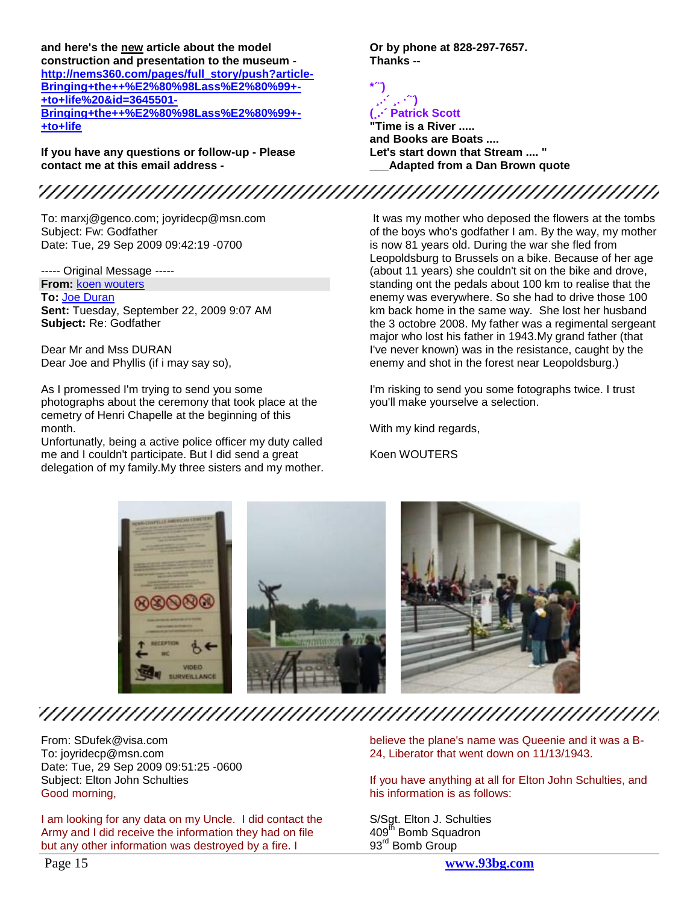**and here's the new article about the model construction and presentation to the museum - [http://nems360.com/pages/full_story/push?article-Bringing+the++%E2%80%98Lass%E2%80%99+-+to+life%20&id=3645501-Bringing+the++%E2%80%98Lass%E2%80%99+-+to+life](http://nems360.com/pages/full_story/push?article-Bringing+the++%E2%80%98Lass%E2%80%99+-+to+life%20&id=3645501-Bringing+the++%E2%80%98Lass%E2%80%99+-+to+life)**

**If you have any questions or follow-up - Please contact me at this email address -**

**Or by phone at 828-297-7657.**
**Thanks --**

**\*´¨)**
**¸.·´¸.·´¨)**
**(¸.·´ Patrick Scott**
**"Time is a River .....**
**and Books are Boats ....**
**Let's start down that Stream .... "**
**___Adapted from a Dan Brown quote**

---

To: marxj@genco.com; joyridecp@msn.com
Subject: Fw: Godfather
Date: Tue, 29 Sep 2009 09:42:19 -0700

----- Original Message -----
**From:** koen wouters
**To:** Joe Duran
**Sent:** Tuesday, September 22, 2009 9:07 AM
**Subject:** Re: Godfather

Dear Mr and Mss DURAN
Dear Joe and Phyllis (if i may say so),

As I promessed I'm trying to send you some photographs about the ceremony that took place at the cemetry of Henri Chapelle at the beginning of this month.
Unfortunatly, being a active police officer my duty called me and I couldn't participate. But I did send a great delegation of my family.My three sisters and my mother. It was my mother who deposed the flowers at the tombs of the boys who's godfather I am. By the way, my mother is now 81 years old. During the war she fled from Leopoldsburg to Brussels on a bike. Because of her age (about 11 years) she couldn't sit on the bike and drove, standing ont the pedals about 100 km to realise that the enemy was everywhere. So she had to drive those 100 km back home in the same way. She lost her husband the 3 octobre 2008. My father was a regimental sergeant major who lost his father in 1943.My grand father (that I've never known) was in the resistance, caught by the enemy and shot in the forest near Leopoldsburg.)

I'm risking to send you some fotographs twice. I trust you'll make yourselve a selection.

With my kind regards,

Koen WOUTERS

---

From: SDufek@visa.com
To: joyridecp@msn.com
Date: Tue, 29 Sep 2009 09:51:25 -0600
Subject: Elton John Schulties

Good morning,

I am looking for any data on my Uncle. I did contact the Army and I did receive the information they had on file but any other information was destroyed by a fire. I believe the plane's name was Queenie and it was a B-24, Liberator that went down on 11/13/1943.

If you have anything at all for Elton John Schulties, and his information is as follows:

S/Sgt. Elton J. Schulties
409th Bomb Squadron
93rd Bomb Group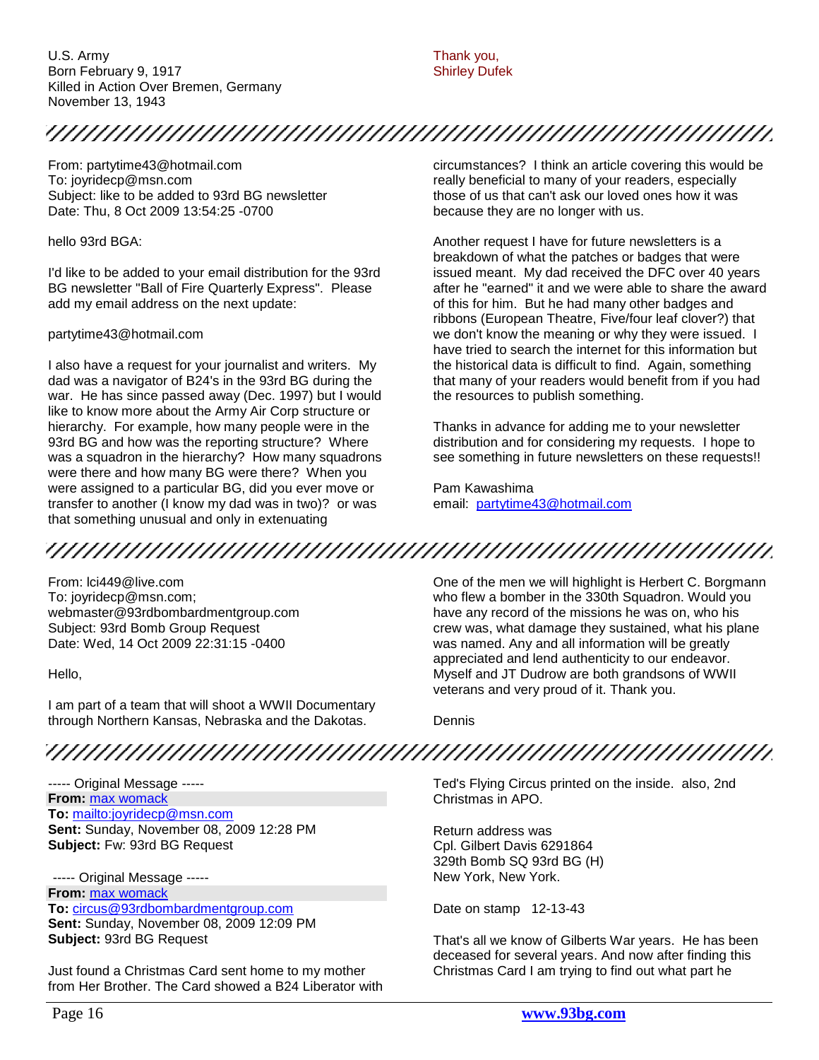U.S. Army
Born February 9, 1917
Killed in Action Over Bremen, Germany
November 13, 1943

Thank you,
Shirley Dufek

---

From: partytime43@hotmail.com
To: joyridecp@msn.com
Subject: like to be added to 93rd BG newsletter
Date: Thu, 8 Oct 2009 13:54:25 -0700

hello 93rd BGA:

I'd like to be added to your email distribution for the 93rd BG newsletter "Ball of Fire Quarterly Express". Please add my email address on the next update:

partytime43@hotmail.com

I also have a request for your journalist and writers. My dad was a navigator of B24's in the 93rd BG during the war. He has since passed away (Dec. 1997) but I would like to know more about the Army Air Corp structure or hierarchy. For example, how many people were in the 93rd BG and how was the reporting structure? Where was a squadron in the hierarchy? How many squadrons were there and how many BG were there? When you were assigned to a particular BG, did you ever move or transfer to another (I know my dad was in two)? or was that something unusual and only in extenuating circumstances? I think an article covering this would be really beneficial to many of your readers, especially those of us that can't ask our loved ones how it was because they are no longer with us.

Another request I have for future newsletters is a breakdown of what the patches or badges that were issued meant. My dad received the DFC over 40 years after he "earned" it and we were able to share the award of this for him. But he had many other badges and ribbons (European Theatre, Five/four leaf clover?) that we don't know the meaning or why they were issued. I have tried to search the internet for this information but the historical data is difficult to find. Again, something that many of your readers would benefit from if you had the resources to publish something.

Thanks in advance for adding me to your newsletter distribution and for considering my requests. I hope to see something in future newsletters on these requests!!

Pam Kawashima
email: partytime43@hotmail.com

---

From: lci449@live.com
To: joyridecp@msn.com; webmaster@93rdbombardmentgroup.com
Subject: 93rd Bomb Group Request
Date: Wed, 14 Oct 2009 22:31:15 -0400

Hello,

I am part of a team that will shoot a WWII Documentary through Northern Kansas, Nebraska and the Dakotas. One of the men we will highlight is Herbert C. Borgmann who flew a bomber in the 330th Squadron. Would you have any record of the missions he was on, who his crew was, what damage they sustained, what his plane was named. Any and all information will be greatly appreciated and lend authenticity to our endeavor. Myself and JT Dudrow are both grandsons of WWII veterans and very proud of it. Thank you.

Dennis

---

----- Original Message -----
**From:** max womack
**To:** mailto:joyridecp@msn.com
**Sent:** Sunday, November 08, 2009 12:28 PM
**Subject:** Fw: 93rd BG Request

----- Original Message -----
**From:** max womack
**To:** circus@93rdbombardmentgroup.com
**Sent:** Sunday, November 08, 2009 12:09 PM
**Subject:** 93rd BG Request

Just found a Christmas Card sent home to my mother from Her Brother. The Card showed a B24 Liberator with Ted's Flying Circus printed on the inside. also, 2nd Christmas in APO.

Return address was
Cpl. Gilbert Davis 6291864
329th Bomb SQ 93rd BG (H)
New York, New York.

Date on stamp 12-13-43

That's all we know of Gilberts War years. He has been deceased for several years. And now after finding this Christmas Card I am trying to find out what part he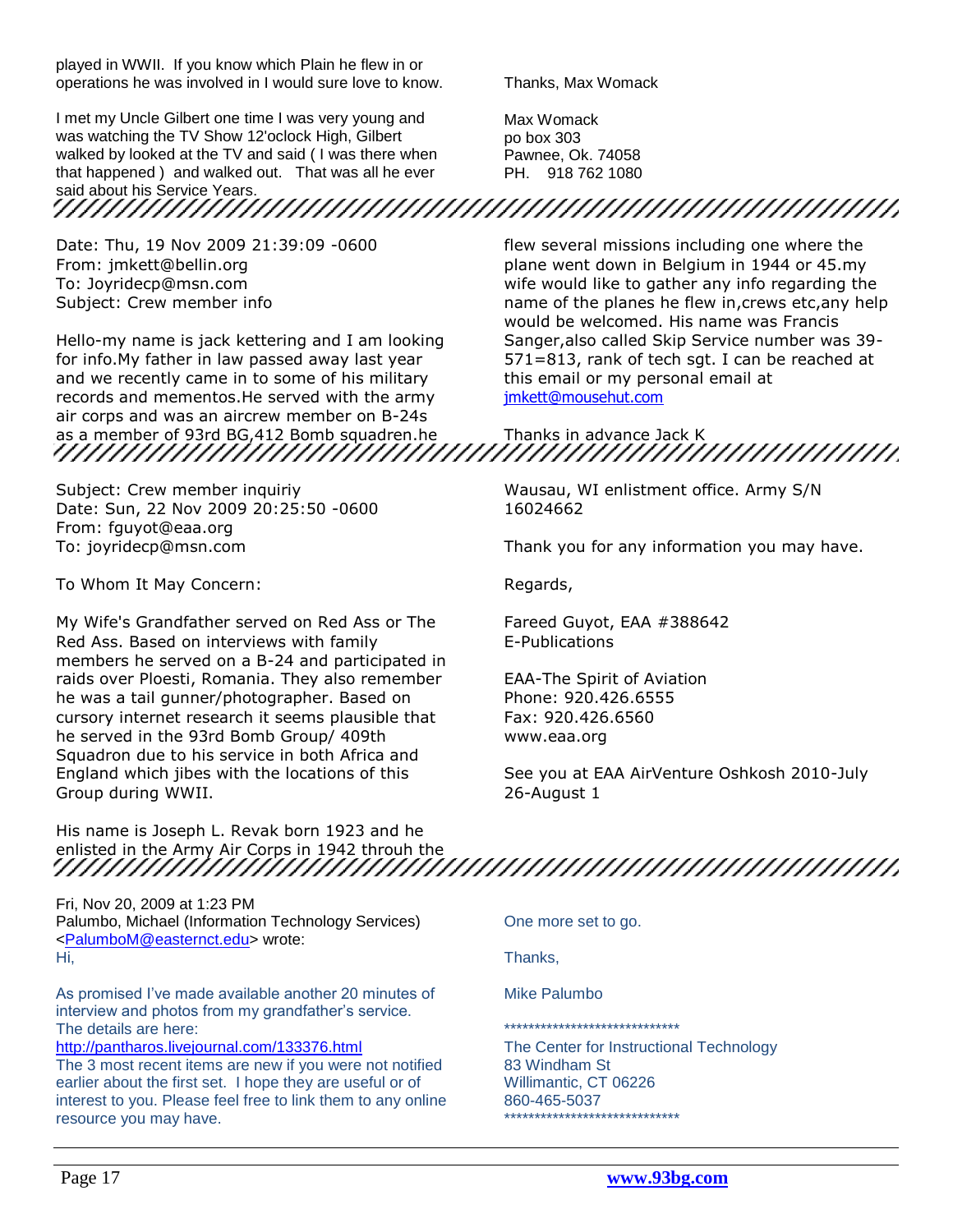played in WWII. If you know which Plain he flew in or operations he was involved in I would sure love to know.

I met my Uncle Gilbert one time I was very young and was watching the TV Show 12'oclock High, Gilbert walked by looked at the TV and said ( I was there when that happened ) and walked out. That was all he ever said about his Service Years.

Thanks, Max Womack

Max Womack
po box 303
Pawnee, Ok. 74058
PH. 918 762 1080

---

Date: Thu, 19 Nov 2009 21:39:09 -0600
From: jmkett@bellin.org
To: Joyridecp@msn.com
Subject: Crew member info

Hello-my name is jack kettering and I am looking for info.My father in law passed away last year and we recently came in to some of his military records and mementos.He served with the army air corps and was an aircrew member on B-24s as a member of 93rd BG,412 Bomb squadren.he flew several missions including one where the plane went down in Belgium in 1944 or 45.my wife would like to gather any info regarding the name of the planes he flew in,crews etc,any help would be welcomed. His name was Francis Sanger,also called Skip Service number was 39-571=813, rank of tech sgt. I can be reached at this email or my personal email at jmkett@mousehut.com

Thanks in advance Jack K

---

Subject: Crew member inquiriy
Date: Sun, 22 Nov 2009 20:25:50 -0600
From: fguyot@eaa.org
To: joyridecp@msn.com

To Whom It May Concern:

My Wife's Grandfather served on Red Ass or The Red Ass. Based on interviews with family members he served on a B-24 and participated in raids over Ploesti, Romania. They also remember he was a tail gunner/photographer. Based on cursory internet research it seems plausible that he served in the 93rd Bomb Group/ 409th Squadron due to his service in both Africa and England which jibes with the locations of this Group during WWII.

His name is Joseph L. Revak born 1923 and he enlisted in the Army Air Corps in 1942 throuh the Wausau, WI enlistment office. Army S/N 16024662

Thank you for any information you may have.

Regards,

Fareed Guyot, EAA #388642
E-Publications

EAA-The Spirit of Aviation
Phone: 920.426.6555
Fax: 920.426.6560
www.eaa.org

See you at EAA AirVenture Oshkosh 2010-July 26-August 1

---

Fri, Nov 20, 2009 at 1:23 PM
Palumbo, Michael (Information Technology Services) <PalumboM@easternct.edu> wrote:
Hi,

As promised I've made available another 20 minutes of interview and photos from my grandfather's service. The details are here:
http://pantharos.livejournal.com/133376.html
The 3 most recent items are new if you were not notified earlier about the first set. I hope they are useful or of interest to you. Please feel free to link them to any online resource you may have.

One more set to go.

Thanks,

Mike Palumbo

*****************************
The Center for Instructional Technology
83 Windham St
Willimantic, CT 06226
860-465-5037
*****************************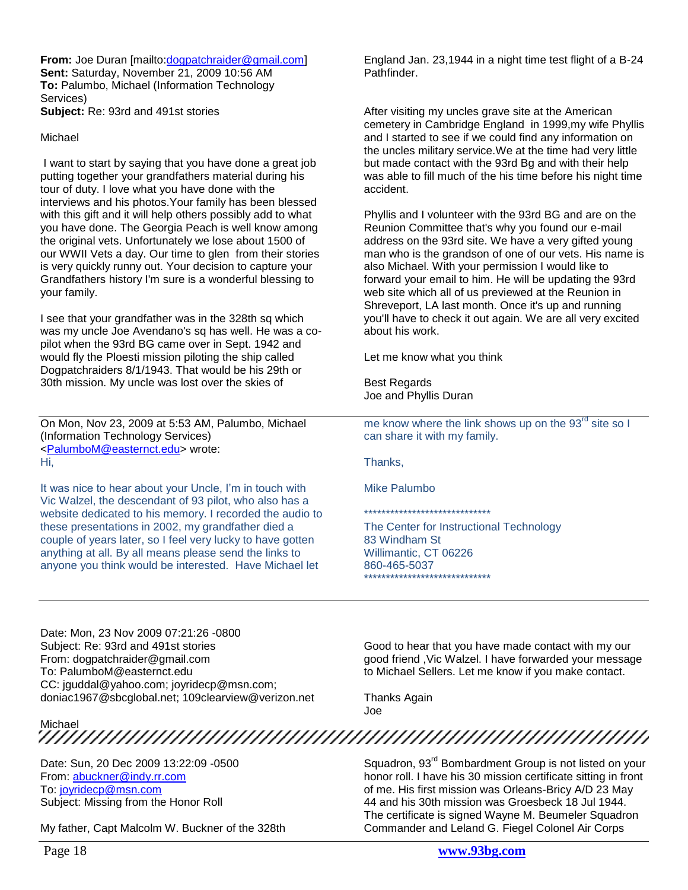**From:** Joe Duran [mailto:dogpatchraider@gmail.com]
**Sent:** Saturday, November 21, 2009 10:56 AM
**To:** Palumbo, Michael (Information Technology Services)
**Subject:** Re: 93rd and 491st stories

Michael

I want to start by saying that you have done a great job putting together your grandfathers material during his tour of duty. I love what you have done with the interviews and his photos.Your family has been blessed with this gift and it will help others possibly add to what you have done. The Georgia Peach is well know among the original vets. Unfortunately we lose about 1500 of our WWII Vets a day. Our time to glen from their stories is very quickly runny out. Your decision to capture your Grandfathers history I'm sure is a wonderful blessing to your family.

I see that your grandfather was in the 328th sq which was my uncle Joe Avendano's sq has well. He was a co-pilot when the 93rd BG came over in Sept. 1942 and would fly the Ploesti mission piloting the ship called Dogpatchraiders 8/1/1943. That would be his 29th or 30th mission. My uncle was lost over the skies of England Jan. 23,1944 in a night time test flight of a B-24 Pathfinder.

After visiting my uncles grave site at the American cemetery in Cambridge England in 1999,my wife Phyllis and I started to see if we could find any information on the uncles military service.We at the time had very little but made contact with the 93rd Bg and with their help was able to fill much of the his time before his night time accident.

Phyllis and I volunteer with the 93rd BG and are on the Reunion Committee that's why you found our e-mail address on the 93rd site. We have a very gifted young man who is the grandson of one of our vets. His name is also Michael. With your permission I would like to forward your email to him. He will be updating the 93rd web site which all of us previewed at the Reunion in Shreveport, LA last month. Once it's up and running you'll have to check it out again. We are all very excited about his work.

Let me know what you think

Best Regards
Joe and Phyllis Duran

---

On Mon, Nov 23, 2009 at 5:53 AM, Palumbo, Michael (Information Technology Services) <PalumboM@easternct.edu> wrote:
Hi,

It was nice to hear about your Uncle, I'm in touch with Vic Walzel, the descendant of 93 pilot, who also has a website dedicated to his memory. I recorded the audio to these presentations in 2002, my grandfather died a couple of years later, so I feel very lucky to have gotten anything at all. By all means please send the links to anyone you think would be interested. Have Michael let me know where the link shows up on the 93rd site so I can share it with my family.

Thanks,

Mike Palumbo

*****************************
The Center for Instructional Technology
83 Windham St
Willimantic, CT 06226
860-465-5037
*****************************

---

Date: Mon, 23 Nov 2009 07:21:26 -0800
Subject: Re: 93rd and 491st stories
From: dogpatchraider@gmail.com
To: PalumboM@easternct.edu
CC: jguddal@yahoo.com; joyridecp@msn.com; doniac1967@sbcglobal.net; 109clearview@verizon.net

Michael

Good to hear that you have made contact with my our good friend ,Vic Walzel. I have forwarded your message to Michael Sellers. Let me know if you make contact.

Thanks Again
Joe

---

Date: Sun, 20 Dec 2009 13:22:09 -0500
From: abuckner@indy.rr.com
To: joyridecp@msn.com
Subject: Missing from the Honor Roll

My father, Capt Malcolm W. Buckner of the 328th Squadron, 93rd Bombardment Group is not listed on your honor roll. I have his 30 mission certificate sitting in front of me. His first mission was Orleans-Bricy A/D 23 May 44 and his 30th mission was Groesbeck 18 Jul 1944. The certificate is signed Wayne M. Beumeler Squadron Commander and Leland G. Fiegel Colonel Air Corps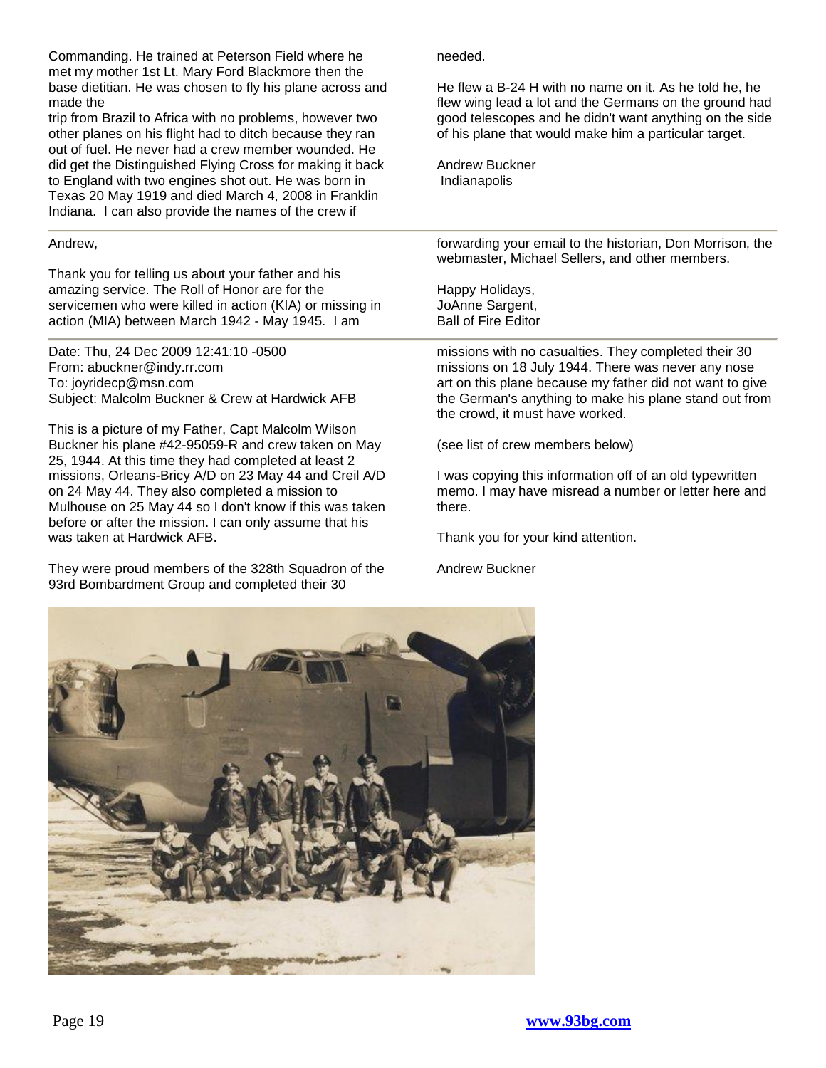Commanding. He trained at Peterson Field where he met my mother 1st Lt. Mary Ford Blackmore then the base dietitian. He was chosen to fly his plane across and made the
trip from Brazil to Africa with no problems, however two other planes on his flight had to ditch because they ran out of fuel. He never had a crew member wounded. He did get the Distinguished Flying Cross for making it back to England with two engines shot out. He was born in Texas 20 May 1919 and died March 4, 2008 in Franklin Indiana. I can also provide the names of the crew if needed.

He flew a B-24 H with no name on it. As he told he, he flew wing lead a lot and the Germans on the ground had good telescopes and he didn't want anything on the side of his plane that would make him a particular target.

Andrew Buckner
Indianapolis

---

Andrew,

Thank you for telling us about your father and his amazing service. The Roll of Honor are for the servicemen who were killed in action (KIA) or missing in action (MIA) between March 1942 - May 1945. I am forwarding your email to the historian, Don Morrison, the webmaster, Michael Sellers, and other members.

Happy Holidays,
JoAnne Sargent,
Ball of Fire Editor

---

Date: Thu, 24 Dec 2009 12:41:10 -0500
From: abuckner@indy.rr.com
To: joyridecp@msn.com
Subject: Malcolm Buckner & Crew at Hardwick AFB

This is a picture of my Father, Capt Malcolm Wilson Buckner his plane #42-95059-R and crew taken on May 25, 1944. At this time they had completed at least 2 missions, Orleans-Bricy A/D on 23 May 44 and Creil A/D on 24 May 44. They also completed a mission to Mulhouse on 25 May 44 so I don't know if this was taken before or after the mission. I can only assume that his was taken at Hardwick AFB.

They were proud members of the 328th Squadron of the 93rd Bombardment Group and completed their 30 missions with no casualties. They completed their 30 missions on 18 July 1944. There was never any nose art on this plane because my father did not want to give the German's anything to make his plane stand out from the crowd, it must have worked.

(see list of crew members below)

I was copying this information off of an old typewritten memo. I may have misread a number or letter here and there.

Thank you for your kind attention.

Andrew Buckner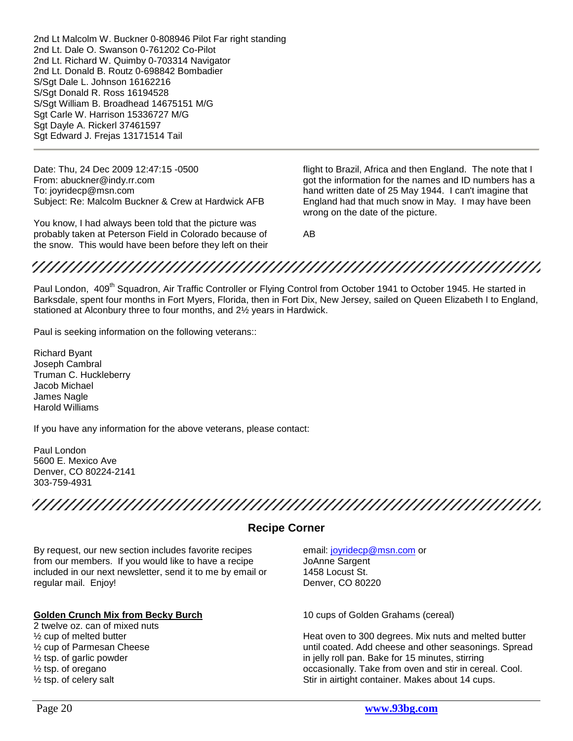2nd Lt Malcolm W. Buckner 0-808946 Pilot Far right standing
2nd Lt. Dale O. Swanson 0-761202 Co-Pilot
2nd Lt. Richard W. Quimby 0-703314 Navigator
2nd Lt. Donald B. Routz 0-698842 Bombadier
S/Sgt Dale L. Johnson 16162216
S/Sgt Donald R. Ross 16194528
S/Sgt William B. Broadhead 14675151 M/G
Sgt Carle W. Harrison 15336727 M/G
Sgt Dayle A. Rickerl 37461597
Sgt Edward J. Frejas 13171514 Tail

---

Date: Thu, 24 Dec 2009 12:47:15 -0500
From: abuckner@indy.rr.com
To: joyridecp@msn.com
Subject: Re: Malcolm Buckner & Crew at Hardwick AFB

You know, I had always been told that the picture was probably taken at Peterson Field in Colorado because of the snow. This would have been before they left on their flight to Brazil, Africa and then England. The note that I got the information for the names and ID numbers has a hand written date of 25 May 1944. I can't imagine that England had that much snow in May. I may have been wrong on the date of the picture.

AB

---

Paul London, 409th Squadron, Air Traffic Controller or Flying Control from October 1941 to October 1945. He started in Barksdale, spent four months in Fort Myers, Florida, then in Fort Dix, New Jersey, sailed on Queen Elizabeth I to England, stationed at Alconbury three to four months, and 2½ years in Hardwick.

Paul is seeking information on the following veterans::

Richard Byant
Joseph Cambral
Truman C. Huckleberry
Jacob Michael
James Nagle
Harold Williams

If you have any information for the above veterans, please contact:

Paul London
5600 E. Mexico Ave
Denver, CO 80224-2141
303-759-4931

---

## Recipe Corner

By request, our new section includes favorite recipes from our members. If you would like to have a recipe included in our next newsletter, send it to me by email or regular mail. Enjoy!

email: joyridecp@msn.com or
JoAnne Sargent
1458 Locust St.
Denver, CO 80220

**Golden Crunch Mix from Becky Burch**

2 twelve oz. can of mixed nuts
½ cup of melted butter
½ cup of Parmesan Cheese
½ tsp. of garlic powder
½ tsp. of oregano
½ tsp. of celery salt
10 cups of Golden Grahams (cereal)

Heat oven to 300 degrees. Mix nuts and melted butter until coated. Add cheese and other seasonings. Spread in jelly roll pan. Bake for 15 minutes, stirring occasionally. Take from oven and stir in cereal. Cool. Stir in airtight container. Makes about 14 cups.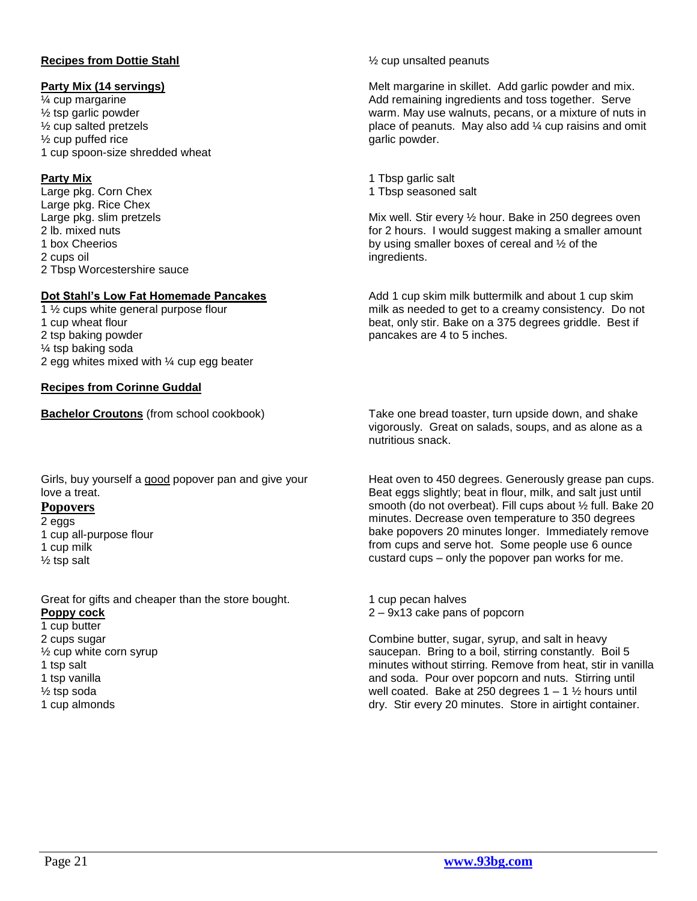## Recipes from Dottie Stahl

### Party Mix (14 servings)

¼ cup margarine
½ tsp garlic powder
½ cup salted pretzels
½ cup puffed rice
1 cup spoon-size shredded wheat
½ cup unsalted peanuts

Melt margarine in skillet. Add garlic powder and mix. Add remaining ingredients and toss together. Serve warm. May use walnuts, pecans, or a mixture of nuts in place of peanuts. May also add ¼ cup raisins and omit garlic powder.

### Party Mix

Large pkg. Corn Chex
Large pkg. Rice Chex
Large pkg. slim pretzels
2 lb. mixed nuts
1 box Cheerios
2 cups oil
2 Tbsp Worcestershire sauce
1 Tbsp garlic salt
1 Tbsp seasoned salt

Mix well. Stir every ½ hour. Bake in 250 degrees oven for 2 hours. I would suggest making a smaller amount by using smaller boxes of cereal and ½ of the ingredients.

### Dot Stahl's Low Fat Homemade Pancakes

1 ½ cups white general purpose flour
1 cup wheat flour
2 tsp baking powder
¼ tsp baking soda
2 egg whites mixed with ¼ cup egg beater

Add 1 cup skim milk buttermilk and about 1 cup skim milk as needed to get to a creamy consistency. Do not beat, only stir. Bake on a 375 degrees griddle. Best if pancakes are 4 to 5 inches.

## Recipes from Corinne Guddal

### Bachelor Croutons (from school cookbook)

Take one bread toaster, turn upside down, and shake vigorously. Great on salads, soups, and as alone as a nutritious snack.

Girls, buy yourself a good popover pan and give your love a treat.

### Popovers

2 eggs
1 cup all-purpose flour
1 cup milk
½ tsp salt

Heat oven to 450 degrees. Generously grease pan cups. Beat eggs slightly; beat in flour, milk, and salt just until smooth (do not overbeat). Fill cups about ½ full. Bake 20 minutes. Decrease oven temperature to 350 degrees bake popovers 20 minutes longer. Immediately remove from cups and serve hot. Some people use 6 ounce custard cups – only the popover pan works for me.

Great for gifts and cheaper than the store bought.

### Poppy cock

1 cup butter
2 cups sugar
½ cup white corn syrup
1 tsp salt
1 tsp vanilla
½ tsp soda
1 cup almonds
1 cup pecan halves
2 – 9x13 cake pans of popcorn

Combine butter, sugar, syrup, and salt in heavy saucepan. Bring to a boil, stirring constantly. Boil 5 minutes without stirring. Remove from heat, stir in vanilla and soda. Pour over popcorn and nuts. Stirring until well coated. Bake at 250 degrees 1 – 1 ½ hours until dry. Stir every 20 minutes. Store in airtight container.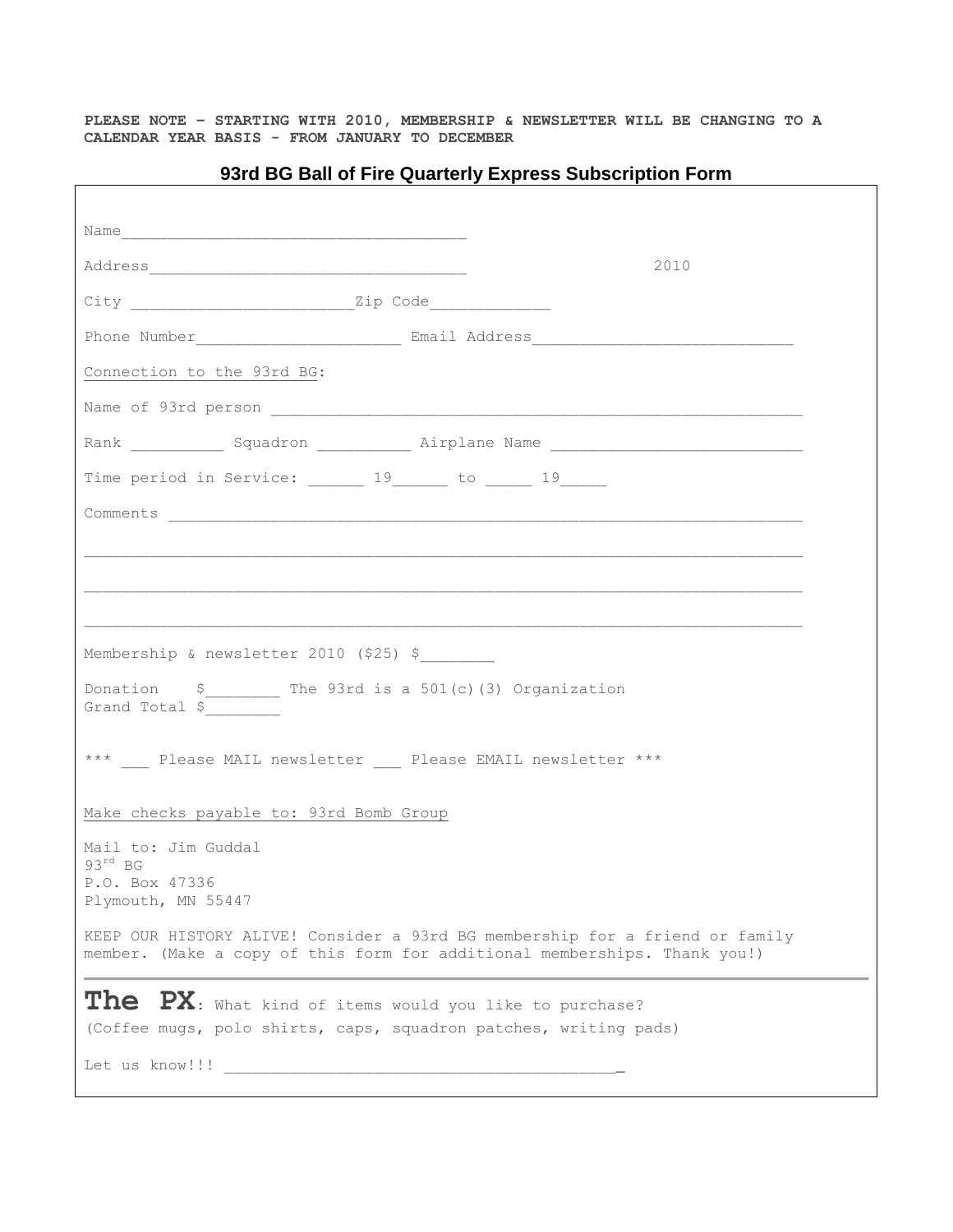**PLEASE NOTE – STARTING WITH 2010, MEMBERSHIP & NEWSLETTER WILL BE CHANGING TO A CALENDAR YEAR BASIS - FROM JANUARY TO DECEMBER**

## 93rd BG Ball of Fire Quarterly Express Subscription Form

Name_____________________________________

Address__________________________________ 2010

City ________________________Zip Code____________

Phone Number______________________ Email Address_____________________________

Connection to the 93rd BG:

Name of 93rd person ___________________________________________________________

Rank __________ Squadron __________ Airplane Name ___________________________

Time period in Service: ______ 19______ to _____ 19_____

Comments _____________________________________________________________________

______________________________________________________________________________

______________________________________________________________________________

______________________________________________________________________________

Membership & newsletter 2010 ($25) $________

Donation $________ The 93rd is a 501(c)(3) Organization
Grand Total $________

*** ___ Please MAIL newsletter ___ Please EMAIL newsletter ***

Make checks payable to: 93rd Bomb Group

Mail to: Jim Guddal
93rd BG
P.O. Box 47336
Plymouth, MN 55447

KEEP OUR HISTORY ALIVE! Consider a 93rd BG membership for a friend or family member. (Make a copy of this form for additional memberships. Thank you!)

---

**The PX**: What kind of items would you like to purchase?
(Coffee mugs, polo shirts, caps, squadron patches, writing pads)

Let us know!!! ___________________________________________